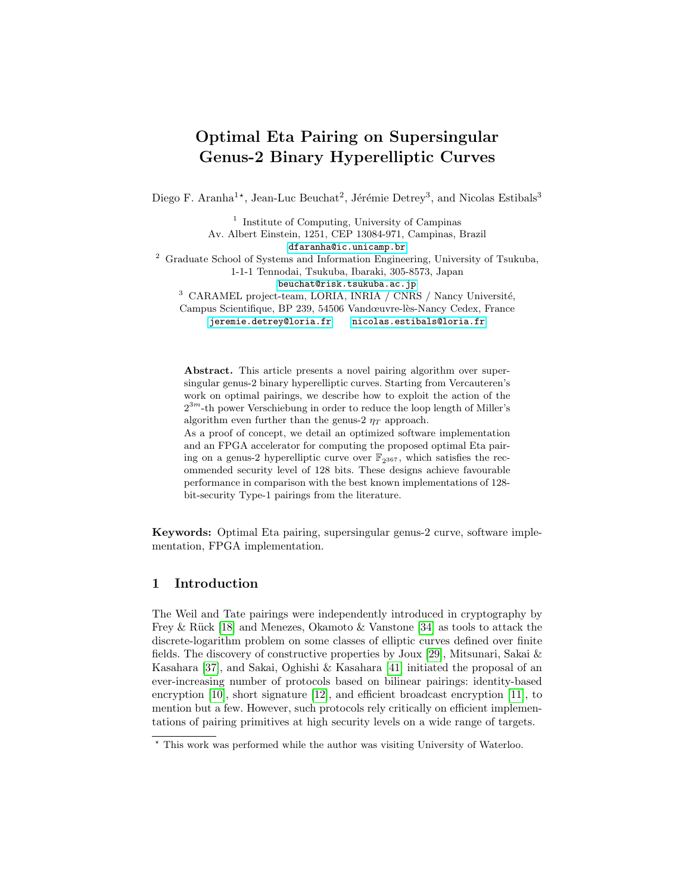# Optimal Eta Pairing on Supersingular Genus-2 Binary Hyperelliptic Curves

Diego F. Aranha[1,⋆], Jean-Luc Beuchat[2], Jérémie Detrey[3], and Nicolas Estibals[3]

[1] Institute of Computing, University of Campinas
Av. Albert Einstein, 1251, CEP 13084-971, Campinas, Brazil
dfaranha@ic.unicamp.br

[2] Graduate School of Systems and Information Engineering, University of Tsukuba,
1-1-1 Tennodai, Tsukuba, Ibaraki, 305-8573, Japan
beuchat@risk.tsukuba.ac.jp

[3] CARAMEL project-team, LORIA, INRIA / CNRS / Nancy Université,
Campus Scientifique, BP 239, 54506 Vandœuvre-lès-Nancy Cedex, France
jeremie.detrey@loria.fr    nicolas.estibals@loria.fr

**Abstract.** This article presents a novel pairing algorithm over supersingular genus-2 binary hyperelliptic curves. Starting from Vercauteren's work on optimal pairings, we describe how to exploit the action of the $2^{3m}$-th power Verschiebung in order to reduce the loop length of Miller's algorithm even further than the genus-2 $\eta_T$ approach.
As a proof of concept, we detail an optimized software implementation and an FPGA accelerator for computing the proposed optimal Eta pairing on a genus-2 hyperelliptic curve over $\mathbb{F}_{2^{367}}$, which satisfies the recommended security level of 128 bits. These designs achieve favourable performance in comparison with the best known implementations of 128-bit-security Type-1 pairings from the literature.

**Keywords:** Optimal Eta pairing, supersingular genus-2 curve, software implementation, FPGA implementation.

## 1 Introduction

The Weil and Tate pairings were independently introduced in cryptography by Frey & Rück [18] and Menezes, Okamoto & Vanstone [34] as tools to attack the discrete-logarithm problem on some classes of elliptic curves defined over finite fields. The discovery of constructive properties by Joux [29], Mitsunari, Sakai & Kasahara [37], and Sakai, Oghishi & Kasahara [41] initiated the proposal of an ever-increasing number of protocols based on bilinear pairings: identity-based encryption [10], short signature [12], and efficient broadcast encryption [11], to mention but a few. However, such protocols rely critically on efficient implementations of pairing primitives at high security levels on a wide range of targets.

⋆ This work was performed while the author was visiting University of Waterloo.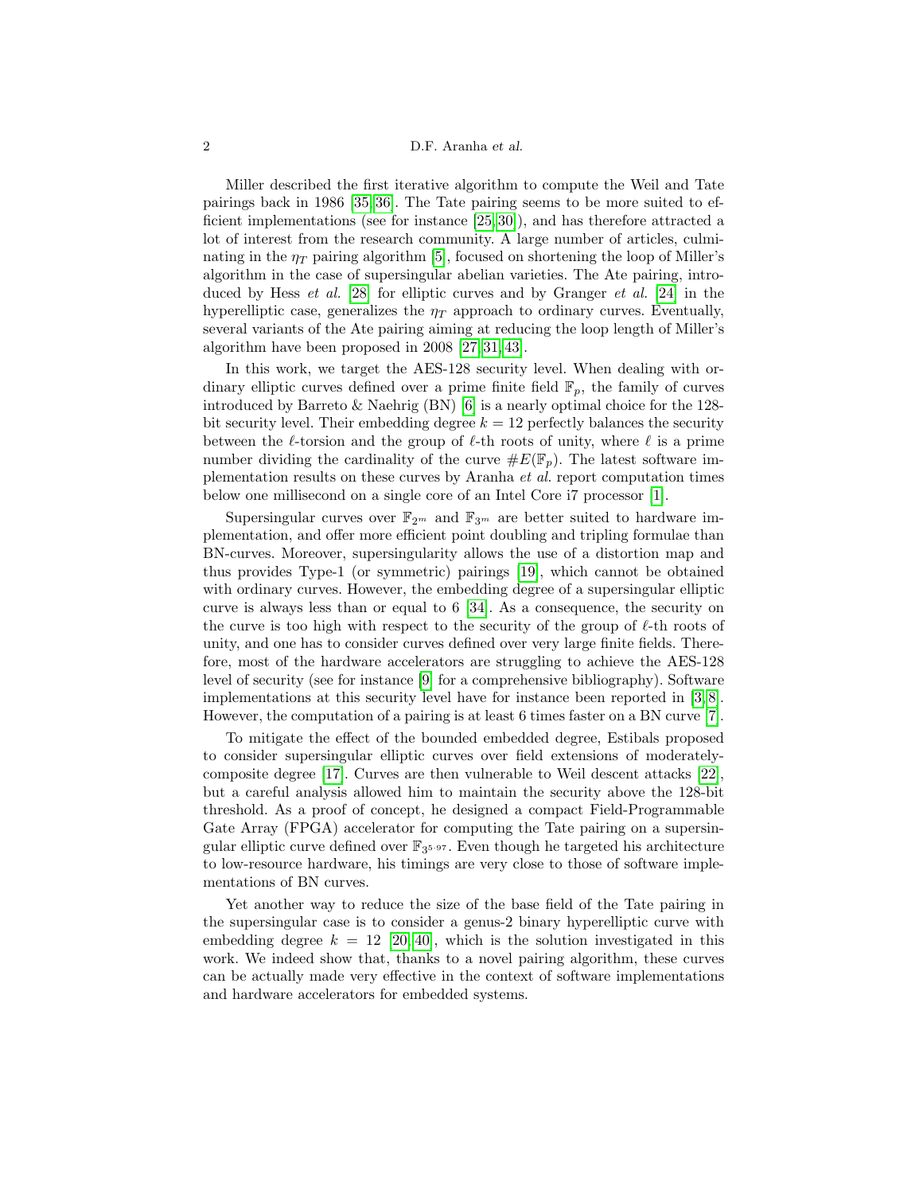Miller described the first iterative algorithm to compute the Weil and Tate pairings back in 1986 [35,36]. The Tate pairing seems to be more suited to efficient implementations (see for instance [25,30]), and has therefore attracted a lot of interest from the research community. A large number of articles, culminating in the $\eta_T$ pairing algorithm [5], focused on shortening the loop of Miller's algorithm in the case of supersingular abelian varieties. The Ate pairing, introduced by Hess *et al.* [28] for elliptic curves and by Granger *et al.* [24] in the hyperelliptic case, generalizes the $\eta_T$ approach to ordinary curves. Eventually, several variants of the Ate pairing aiming at reducing the loop length of Miller's algorithm have been proposed in 2008 [27,31,43].

In this work, we target the AES-128 security level. When dealing with ordinary elliptic curves defined over a prime finite field $\mathbb{F}_p$, the family of curves introduced by Barreto & Naehrig (BN) [6] is a nearly optimal choice for the 128-bit security level. Their embedding degree $k = 12$ perfectly balances the security between the $\ell$-torsion and the group of $\ell$-th roots of unity, where $\ell$ is a prime number dividing the cardinality of the curve $\#E(\mathbb{F}_p)$. The latest software implementation results on these curves by Aranha *et al.* report computation times below one millisecond on a single core of an Intel Core i7 processor [1].

Supersingular curves over $\mathbb{F}_{2^m}$ and $\mathbb{F}_{3^m}$ are better suited to hardware implementation, and offer more efficient point doubling and tripling formulae than BN-curves. Moreover, supersingularity allows the use of a distortion map and thus provides Type-1 (or symmetric) pairings [19], which cannot be obtained with ordinary curves. However, the embedding degree of a supersingular elliptic curve is always less than or equal to 6 [34]. As a consequence, the security on the curve is too high with respect to the security of the group of $\ell$-th roots of unity, and one has to consider curves defined over very large finite fields. Therefore, most of the hardware accelerators are struggling to achieve the AES-128 level of security (see for instance [9] for a comprehensive bibliography). Software implementations at this security level have for instance been reported in [3,8]. However, the computation of a pairing is at least 6 times faster on a BN curve [7].

To mitigate the effect of the bounded embedded degree, Estibals proposed to consider supersingular elliptic curves over field extensions of moderately-composite degree [17]. Curves are then vulnerable to Weil descent attacks [22], but a careful analysis allowed him to maintain the security above the 128-bit threshold. As a proof of concept, he designed a compact Field-Programmable Gate Array (FPGA) accelerator for computing the Tate pairing on a supersingular elliptic curve defined over $\mathbb{F}_{3^{5\cdot 97}}$. Even though he targeted his architecture to low-resource hardware, his timings are very close to those of software implementations of BN curves.

Yet another way to reduce the size of the base field of the Tate pairing in the supersingular case is to consider a genus-2 binary hyperelliptic curve with embedding degree $k = 12$ [20,40], which is the solution investigated in this work. We indeed show that, thanks to a novel pairing algorithm, these curves can be actually made very effective in the context of software implementations and hardware accelerators for embedded systems.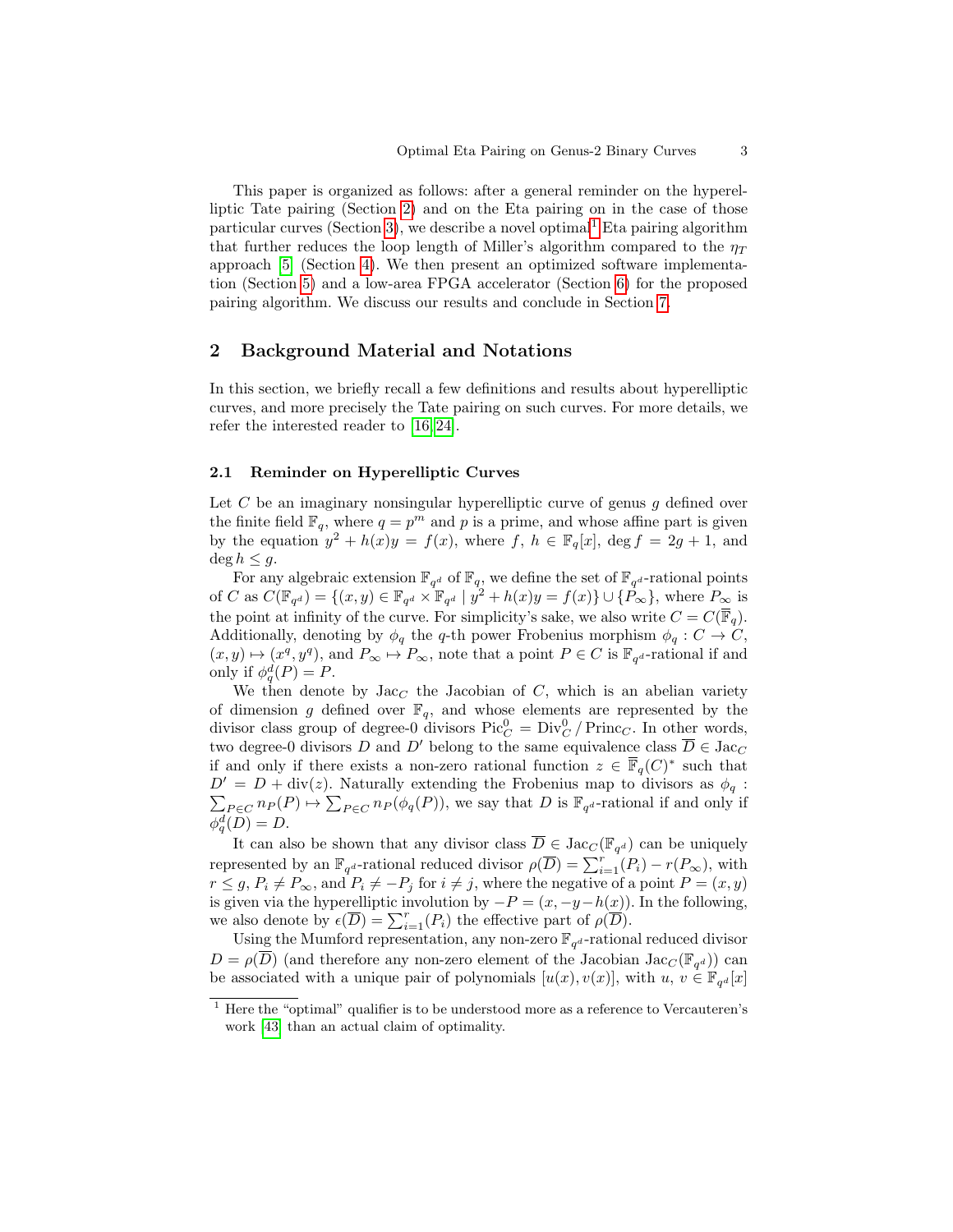This paper is organized as follows: after a general reminder on the hyperelliptic Tate pairing (Section 2) and on the Eta pairing on in the case of those particular curves (Section 3), we describe a novel optimal[1] Eta pairing algorithm that further reduces the loop length of Miller's algorithm compared to the $\eta_T$ approach [5] (Section 4). We then present an optimized software implementation (Section 5) and a low-area FPGA accelerator (Section 6) for the proposed pairing algorithm. We discuss our results and conclude in Section 7.

## 2 Background Material and Notations

In this section, we briefly recall a few definitions and results about hyperelliptic curves, and more precisely the Tate pairing on such curves. For more details, we refer the interested reader to [16,24].

### 2.1 Reminder on Hyperelliptic Curves

Let $C$ be an imaginary nonsingular hyperelliptic curve of genus $g$ defined over the finite field $\mathbb{F}_q$, where $q = p^m$ and $p$ is a prime, and whose affine part is given by the equation $y^2 + h(x)y = f(x)$, where $f,\ h \in \mathbb{F}_q[x]$, $\deg f = 2g + 1$, and $\deg h \leq g$.

For any algebraic extension $\mathbb{F}_{q^d}$ of $\mathbb{F}_q$, we define the set of $\mathbb{F}_{q^d}$-rational points of $C$ as $C(\mathbb{F}_{q^d}) = \{(x, y) \in \mathbb{F}_{q^d} \times \mathbb{F}_{q^d} \mid y^2 + h(x)y = f(x)\} \cup \{P_\infty\}$, where $P_\infty$ is the point at infinity of the curve. For simplicity's sake, we also write $C = C(\overline{\mathbb{F}}_q)$. Additionally, denoting by $\phi_q$ the $q$-th power Frobenius morphism $\phi_q : C \to C$, $(x, y) \mapsto (x^q, y^q)$, and $P_\infty \mapsto P_\infty$, note that a point $P \in C$ is $\mathbb{F}_{q^d}$-rational if and only if $\phi_q^d(P) = P$.

We then denote by $\mathrm{Jac}_C$ the Jacobian of $C$, which is an abelian variety of dimension $g$ defined over $\mathbb{F}_q$, and whose elements are represented by the divisor class group of degree-0 divisors $\mathrm{Pic}_C^0 = \mathrm{Div}_C^0 / \mathrm{Princ}_C$. In other words, two degree-0 divisors $D$ and $D'$ belong to the same equivalence class $\overline{D} \in \mathrm{Jac}_C$ if and only if there exists a non-zero rational function $z \in \overline{\mathbb{F}}_q(C)^*$ such that $D' = D + \mathrm{div}(z)$. Naturally extending the Frobenius map to divisors as $\phi_q : \sum_{P \in C} n_P(P) \mapsto \sum_{P \in C} n_P(\phi_q(P))$, we say that $D$ is $\mathbb{F}_{q^d}$-rational if and only if $\phi_q^d(D) = D$.

It can also be shown that any divisor class $\overline{D} \in \mathrm{Jac}_C(\mathbb{F}_{q^d})$ can be uniquely represented by an $\mathbb{F}_{q^d}$-rational reduced divisor $\rho(\overline{D}) = \sum_{i=1}^{r}(P_i) - r(P_\infty)$, with $r \leq g$, $P_i \neq P_\infty$, and $P_i \neq -P_j$ for $i \neq j$, where the negative of a point $P = (x, y)$ is given via the hyperelliptic involution by $-P = (x, -y - h(x))$. In the following, we also denote by $\epsilon(\overline{D}) = \sum_{i=1}^{r}(P_i)$ the effective part of $\rho(\overline{D})$.

Using the Mumford representation, any non-zero $\mathbb{F}_{q^d}$-rational reduced divisor $D = \rho(\overline{D})$ (and therefore any non-zero element of the Jacobian $\mathrm{Jac}_C(\mathbb{F}_{q^d})$) can be associated with a unique pair of polynomials $[u(x), v(x)]$, with $u,\ v \in \mathbb{F}_{q^d}[x]$

---

[1] Here the "optimal" qualifier is to be understood more as a reference to Vercauteren's work [43] than an actual claim of optimality.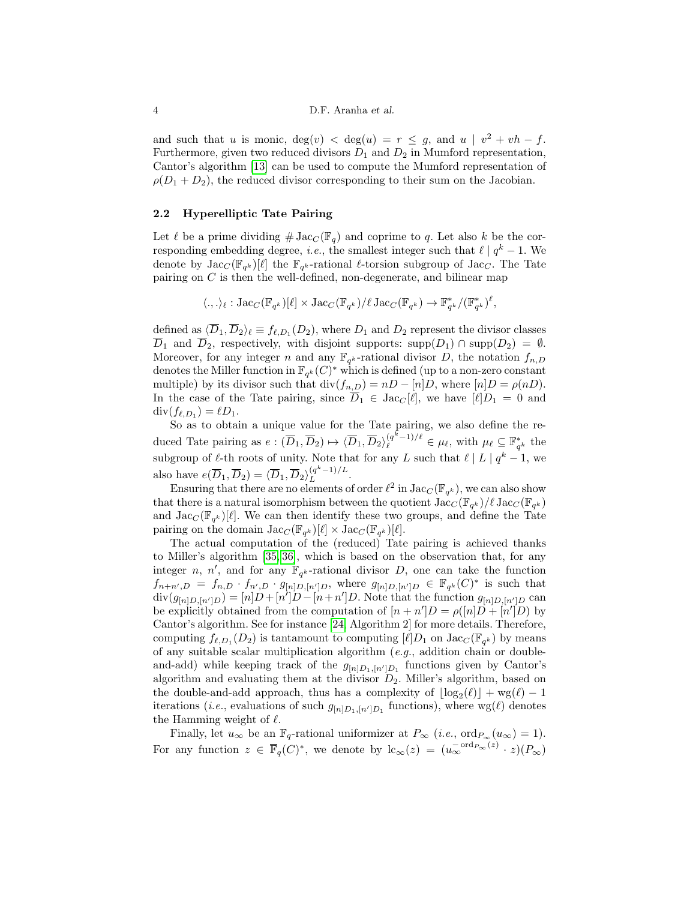and such that $u$ is monic, $\deg(v) < \deg(u) = r \leq g$, and $u \mid v^2 + vh - f$. Furthermore, given two reduced divisors $D_1$ and $D_2$ in Mumford representation, Cantor's algorithm [13] can be used to compute the Mumford representation of $\rho(D_1 + D_2)$, the reduced divisor corresponding to their sum on the Jacobian.

### 2.2 Hyperelliptic Tate Pairing

Let $\ell$ be a prime dividing $\#\operatorname{Jac}_C(\mathbb{F}_q)$ and coprime to $q$. Let also $k$ be the corresponding embedding degree, *i.e.*, the smallest integer such that $\ell \mid q^k - 1$. We denote by $\operatorname{Jac}_C(\mathbb{F}_{q^k})[\ell]$ the $\mathbb{F}_{q^k}$-rational $\ell$-torsion subgroup of $\operatorname{Jac}_C$. The Tate pairing on $C$ is then the well-defined, non-degenerate, and bilinear map

$$\langle .,. \rangle_\ell : \operatorname{Jac}_C(\mathbb{F}_{q^k})[\ell] \times \operatorname{Jac}_C(\mathbb{F}_{q^k})/\ell \operatorname{Jac}_C(\mathbb{F}_{q^k}) \to \mathbb{F}_{q^k}^*/(\mathbb{F}_{q^k}^*)^\ell,$$

defined as $\langle \overline{D}_1, \overline{D}_2 \rangle_\ell \equiv f_{\ell,D_1}(D_2)$, where $D_1$ and $D_2$ represent the divisor classes $\overline{D}_1$ and $\overline{D}_2$, respectively, with disjoint supports: $\operatorname{supp}(D_1) \cap \operatorname{supp}(D_2) = \emptyset$. Moreover, for any integer $n$ and any $\mathbb{F}_{q^k}$-rational divisor $D$, the notation $f_{n,D}$ denotes the Miller function in $\mathbb{F}_{q^k}(C)^*$ which is defined (up to a non-zero constant multiple) by its divisor such that $\operatorname{div}(f_{n,D}) = nD - [n]D$, where $[n]D = \rho(nD)$. In the case of the Tate pairing, since $\overline{D}_1 \in \operatorname{Jac}_C[\ell]$, we have $[\ell]D_1 = 0$ and $\operatorname{div}(f_{\ell,D_1}) = \ell D_1$.

So as to obtain a unique value for the Tate pairing, we also define the reduced Tate pairing as $e : (\overline{D}_1, \overline{D}_2) \mapsto \langle \overline{D}_1, \overline{D}_2 \rangle_\ell^{(q^k-1)/\ell} \in \mu_\ell$, with $\mu_\ell \subseteq \mathbb{F}_{q^k}^*$ the subgroup of $\ell$-th roots of unity. Note that for any $L$ such that $\ell \mid L \mid q^k - 1$, we also have $e(\overline{D}_1, \overline{D}_2) = \langle \overline{D}_1, \overline{D}_2 \rangle_L^{(q^k-1)/L}$.

Ensuring that there are no elements of order $\ell^2$ in $\operatorname{Jac}_C(\mathbb{F}_{q^k})$, we can also show that there is a natural isomorphism between the quotient $\operatorname{Jac}_C(\mathbb{F}_{q^k})/\ell \operatorname{Jac}_C(\mathbb{F}_{q^k})$ and $\operatorname{Jac}_C(\mathbb{F}_{q^k})[\ell]$. We can then identify these two groups, and define the Tate pairing on the domain $\operatorname{Jac}_C(\mathbb{F}_{q^k})[\ell] \times \operatorname{Jac}_C(\mathbb{F}_{q^k})[\ell]$.

The actual computation of the (reduced) Tate pairing is achieved thanks to Miller's algorithm [35,36], which is based on the observation that, for any integer $n$, $n'$, and for any $\mathbb{F}_{q^k}$-rational divisor $D$, one can take the function $f_{n+n',D} = f_{n,D} \cdot f_{n',D} \cdot g_{[n]D,[n']D}$, where $g_{[n]D,[n']D} \in \mathbb{F}_{q^k}(C)^*$ is such that $\operatorname{div}(g_{[n]D,[n']D}) = [n]D + [n']D - [n+n']D$. Note that the function $g_{[n]D,[n']D}$ can be explicitly obtained from the computation of $[n+n']D = \rho([n]D + [n']D)$ by Cantor's algorithm. See for instance [24, Algorithm 2] for more details. Therefore, computing $f_{\ell,D_1}(D_2)$ is tantamount to computing $[\ell]D_1$ on $\operatorname{Jac}_C(\mathbb{F}_{q^k})$ by means of any suitable scalar multiplication algorithm (*e.g.*, addition chain or double-and-add) while keeping track of the $g_{[n]D_1,[n']D_1}$ functions given by Cantor's algorithm and evaluating them at the divisor $D_2$. Miller's algorithm, based on the double-and-add approach, thus has a complexity of $\lfloor \log_2(\ell) \rfloor + \operatorname{wg}(\ell) - 1$ iterations (*i.e.*, evaluations of such $g_{[n]D_1,[n']D_1}$ functions), where $\operatorname{wg}(\ell)$ denotes the Hamming weight of $\ell$.

Finally, let $u_\infty$ be an $\mathbb{F}_q$-rational uniformizer at $P_\infty$ (*i.e.*, $\operatorname{ord}_{P_\infty}(u_\infty) = 1$). For any function $z \in \overline{\mathbb{F}}_q(C)^*$, we denote by $\operatorname{lc}_\infty(z) = (u_\infty^{-\operatorname{ord}_{P_\infty}(z)} \cdot z)(P_\infty)$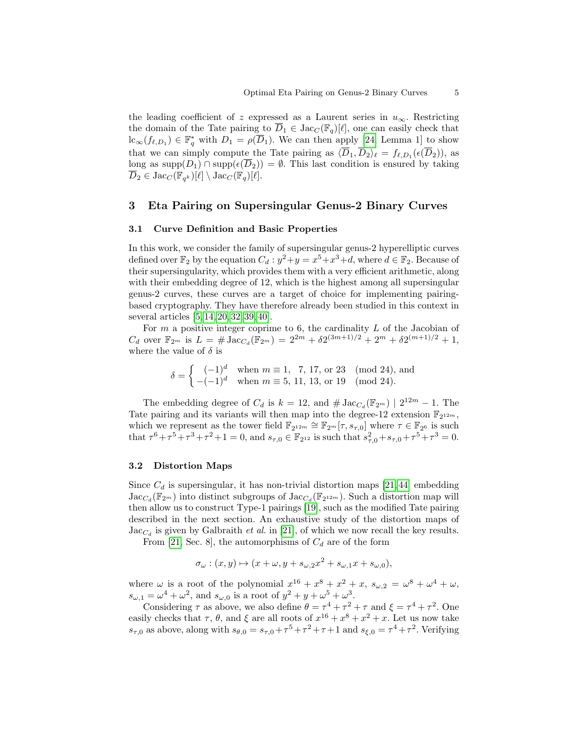the leading coefficient of $z$ expressed as a Laurent series in $u_\infty$. Restricting the domain of the Tate pairing to $\overline{D}_1 \in \mathrm{Jac}_C(\mathbb{F}_q)[\ell]$, one can easily check that $\mathrm{lc}_\infty(f_{\ell,D_1}) \in \mathbb{F}_q^*$ with $D_1 = \rho(\overline{D}_1)$. We can then apply [24, Lemma 1] to show that we can simply compute the Tate pairing as $\langle \overline{D}_1, \overline{D}_2 \rangle_\ell = f_{\ell,D_1}(\epsilon(\overline{D}_2))$, as long as $\mathrm{supp}(D_1) \cap \mathrm{supp}(\epsilon(\overline{D}_2)) = \emptyset$. This last condition is ensured by taking $\overline{D}_2 \in \mathrm{Jac}_C(\mathbb{F}_{q^k})[\ell] \setminus \mathrm{Jac}_C(\mathbb{F}_q)[\ell]$.

## 3 Eta Pairing on Supersingular Genus-2 Binary Curves

### 3.1 Curve Definition and Basic Properties

In this work, we consider the family of supersingular genus-2 hyperelliptic curves defined over $\mathbb{F}_2$ by the equation $C_d : y^2 + y = x^5 + x^3 + d$, where $d \in \mathbb{F}_2$. Because of their supersingularity, which provides them with a very efficient arithmetic, along with their embedding degree of 12, which is the highest among all supersingular genus-2 curves, these curves are a target of choice for implementing pairing-based cryptography. They have therefore already been studied in this context in several articles [5,14,20,32,39,40].

For $m$ a positive integer coprime to 6, the cardinality $L$ of the Jacobian of $C_d$ over $\mathbb{F}_{2^m}$ is $L = \#\,\mathrm{Jac}_{C_d}(\mathbb{F}_{2^m}) = 2^{2m} + \delta 2^{(3m+1)/2} + 2^m + \delta 2^{(m+1)/2} + 1$, where the value of $\delta$ is

$$
\delta = \begin{cases} (-1)^d & \text{when } m \equiv 1,\ 7,\ 17, \text{ or } 23 \pmod{24}, \text{ and} \\ -(-1)^d & \text{when } m \equiv 5,\ 11,\ 13, \text{ or } 19 \pmod{24}. \end{cases}
$$

The embedding degree of $C_d$ is $k = 12$, and $\#\,\mathrm{Jac}_{C_d}(\mathbb{F}_{2^m}) \mid 2^{12m} - 1$. The Tate pairing and its variants will then map into the degree-12 extension $\mathbb{F}_{2^{12m}}$, which we represent as the tower field $\mathbb{F}_{2^{12m}} \cong \mathbb{F}_{2^m}[\tau, s_{\tau,0}]$ where $\tau \in \mathbb{F}_{2^6}$ is such that $\tau^6 + \tau^5 + \tau^3 + \tau^2 + 1 = 0$, and $s_{\tau,0} \in \mathbb{F}_{2^{12}}$ is such that $s_{\tau,0}^2 + s_{\tau,0} + \tau^5 + \tau^3 = 0$.

### 3.2 Distortion Maps

Since $C_d$ is supersingular, it has non-trivial distortion maps [21,44] embedding $\mathrm{Jac}_{C_d}(\mathbb{F}_{2^m})$ into distinct subgroups of $\mathrm{Jac}_{C_d}(\mathbb{F}_{2^{12m}})$. Such a distortion map will then allow us to construct Type-1 pairings [19], such as the modified Tate pairing described in the next section. An exhaustive study of the distortion maps of $\mathrm{Jac}_{C_d}$ is given by Galbraith *et al.* in [21], of which we now recall the key results.

From [21, Sec. 8], the automorphisms of $C_d$ are of the form

$$
\sigma_\omega : (x, y) \mapsto (x + \omega, y + s_{\omega,2}x^2 + s_{\omega,1}x + s_{\omega,0}),
$$

where $\omega$ is a root of the polynomial $x^{16} + x^8 + x^2 + x$, $s_{\omega,2} = \omega^8 + \omega^4 + \omega$, $s_{\omega,1} = \omega^4 + \omega^2$, and $s_{\omega,0}$ is a root of $y^2 + y + \omega^5 + \omega^3$.

Considering $\tau$ as above, we also define $\theta = \tau^4 + \tau^2 + \tau$ and $\xi = \tau^4 + \tau^2$. One easily checks that $\tau$, $\theta$, and $\xi$ are all roots of $x^{16} + x^8 + x^2 + x$. Let us now take $s_{\tau,0}$ as above, along with $s_{\theta,0} = s_{\tau,0} + \tau^5 + \tau^2 + \tau + 1$ and $s_{\xi,0} = \tau^4 + \tau^2$. Verifying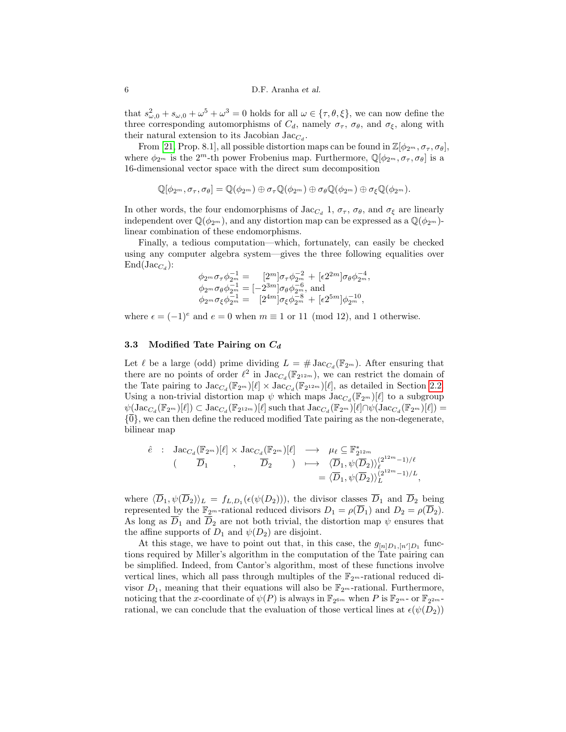that $s_{\omega,0}^2 + s_{\omega,0} + \omega^5 + \omega^3 = 0$ holds for all $\omega \in \{\tau, \theta, \xi\}$, we can now define the three corresponding automorphisms of $C_d$, namely $\sigma_\tau$, $\sigma_\theta$, and $\sigma_\xi$, along with their natural extension to its Jacobian $\mathrm{Jac}_{C_d}$.

From [21, Prop. 8.1], all possible distortion maps can be found in $\mathbb{Z}[\phi_{2^m}, \sigma_\tau, \sigma_\theta]$, where $\phi_{2^m}$ is the $2^m$-th power Frobenius map. Furthermore, $\mathbb{Q}[\phi_{2^m}, \sigma_\tau, \sigma_\theta]$ is a 16-dimensional vector space with the direct sum decomposition

$$\mathbb{Q}[\phi_{2^m}, \sigma_\tau, \sigma_\theta] = \mathbb{Q}(\phi_{2^m}) \oplus \sigma_\tau \mathbb{Q}(\phi_{2^m}) \oplus \sigma_\theta \mathbb{Q}(\phi_{2^m}) \oplus \sigma_\xi \mathbb{Q}(\phi_{2^m}).$$

In other words, the four endomorphisms of $\mathrm{Jac}_{C_d}$ $1$, $\sigma_\tau$, $\sigma_\theta$, and $\sigma_\xi$ are linearly independent over $\mathbb{Q}(\phi_{2^m})$, and any distortion map can be expressed as a $\mathbb{Q}(\phi_{2^m})$-linear combination of these endomorphisms.

Finally, a tedious computation—which, fortunately, can easily be checked using any computer algebra system—gives the three following equalities over $\mathrm{End}(\mathrm{Jac}_{C_d})$:

$$\begin{aligned}
\phi_{2^m}\sigma_\tau\phi_{2^m}^{-1} &= \quad [2^m]\sigma_\tau\phi_{2^m}^{-2} + [\epsilon 2^{2m}]\sigma_\theta\phi_{2^m}^{-4}, \\
\phi_{2^m}\sigma_\theta\phi_{2^m}^{-1} &= [-2^{3m}]\sigma_\theta\phi_{2^m}^{-6}, \text{ and} \\
\phi_{2^m}\sigma_\xi\phi_{2^m}^{-1} &= \quad [2^{4m}]\sigma_\xi\phi_{2^m}^{-8} + [\epsilon 2^{5m}]\phi_{2^m}^{-10},
\end{aligned}$$

where $\epsilon = (-1)^e$ and $e = 0$ when $m \equiv 1$ or $11 \pmod{12}$, and $1$ otherwise.

### 3.3 Modified Tate Pairing on $C_d$

Let $\ell$ be a large (odd) prime dividing $L = \#\,\mathrm{Jac}_{C_d}(\mathbb{F}_{2^m})$. After ensuring that there are no points of order $\ell^2$ in $\mathrm{Jac}_{C_d}(\mathbb{F}_{2^{12m}})$, we can restrict the domain of the Tate pairing to $\mathrm{Jac}_{C_d}(\mathbb{F}_{2^m})[\ell] \times \mathrm{Jac}_{C_d}(\mathbb{F}_{2^{12m}})[\ell]$, as detailed in Section 2.2. Using a non-trivial distortion map $\psi$ which maps $\mathrm{Jac}_{C_d}(\mathbb{F}_{2^m})[\ell]$ to a subgroup $\psi(\mathrm{Jac}_{C_d}(\mathbb{F}_{2^m})[\ell]) \subset \mathrm{Jac}_{C_d}(\mathbb{F}_{2^{12m}})[\ell]$ such that $\mathrm{Jac}_{C_d}(\mathbb{F}_{2^m})[\ell] \cap \psi(\mathrm{Jac}_{C_d}(\mathbb{F}_{2^m})[\ell]) = \{\overline{0}\}$, we can then define the reduced modified Tate pairing as the non-degenerate, bilinear map

$$\begin{aligned}
\hat{e} \quad : \quad \mathrm{Jac}_{C_d}(\mathbb{F}_{2^m})[\ell] \times \mathrm{Jac}_{C_d}(\mathbb{F}_{2^m})[\ell] &\longrightarrow \mu_\ell \subseteq \mathbb{F}_{2^{12m}}^* \\
(\quad \overline{D}_1 \quad , \quad \overline{D}_2 \quad ) &\longmapsto \langle \overline{D}_1, \psi(\overline{D}_2) \rangle_\ell^{(2^{12m}-1)/\ell} \\
&\qquad = \langle \overline{D}_1, \psi(\overline{D}_2) \rangle_L^{(2^{12m}-1)/L},
\end{aligned}$$

where $\langle \overline{D}_1, \psi(\overline{D}_2) \rangle_L = f_{L,D_1}(\epsilon(\psi(D_2)))$, the divisor classes $\overline{D}_1$ and $\overline{D}_2$ being represented by the $\mathbb{F}_{2^m}$-rational reduced divisors $D_1 = \rho(\overline{D}_1)$ and $D_2 = \rho(\overline{D}_2)$. As long as $\overline{D}_1$ and $\overline{D}_2$ are not both trivial, the distortion map $\psi$ ensures that the affine supports of $D_1$ and $\psi(D_2)$ are disjoint.

At this stage, we have to point out that, in this case, the $g_{[n]D_1,[n']D_1}$ functions required by Miller's algorithm in the computation of the Tate pairing can be simplified. Indeed, from Cantor's algorithm, most of these functions involve vertical lines, which all pass through multiples of the $\mathbb{F}_{2^m}$-rational reduced divisor $D_1$, meaning that their equations will also be $\mathbb{F}_{2^m}$-rational. Furthermore, noticing that the $x$-coordinate of $\psi(P)$ is always in $\mathbb{F}_{2^{6m}}$ when $P$ is $\mathbb{F}_{2^m}$- or $\mathbb{F}_{2^{2m}}$-rational, we can conclude that the evaluation of those vertical lines at $\epsilon(\psi(D_2))$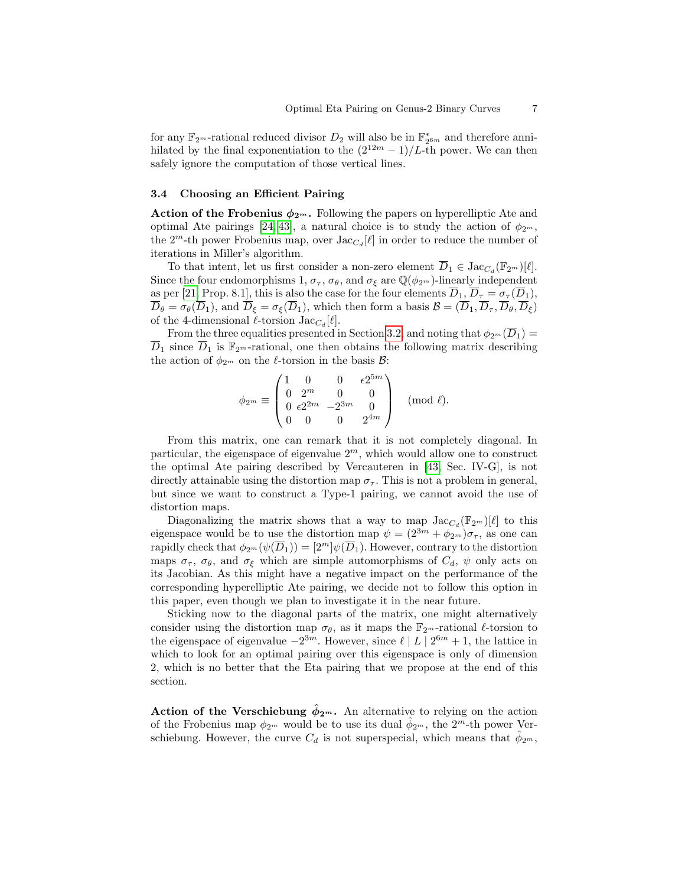for any $\mathbb{F}_{2^m}$-rational reduced divisor $D_2$ will also be in $\mathbb{F}^*_{2^{6m}}$ and therefore annihilated by the final exponentiation to the $(2^{12m}-1)/L$-th power. We can then safely ignore the computation of those vertical lines.

### 3.4 Choosing an Efficient Pairing

**Action of the Frobenius $\phi_{2^m}$.** Following the papers on hyperelliptic Ate and optimal Ate pairings [24, 43], a natural choice is to study the action of $\phi_{2^m}$, the $2^m$-th power Frobenius map, over $\mathrm{Jac}_{C_d}[\ell]$ in order to reduce the number of iterations in Miller's algorithm.

To that intent, let us first consider a non-zero element $\overline{D}_1 \in \mathrm{Jac}_{C_d}(\mathbb{F}_{2^m})[\ell]$. Since the four endomorphisms $1$, $\sigma_\tau$, $\sigma_\theta$, and $\sigma_\xi$ are $\mathbb{Q}(\phi_{2^m})$-linearly independent as per [21, Prop. 8.1], this is also the case for the four elements $\overline{D}_1$, $\overline{D}_\tau = \sigma_\tau(\overline{D}_1)$, $\overline{D}_\theta = \sigma_\theta(\overline{D}_1)$, and $\overline{D}_\xi = \sigma_\xi(\overline{D}_1)$, which then form a basis $\mathcal{B} = (\overline{D}_1, \overline{D}_\tau, \overline{D}_\theta, \overline{D}_\xi)$ of the 4-dimensional $\ell$-torsion $\mathrm{Jac}_{C_d}[\ell]$.

From the three equalities presented in Section 3.2, and noting that $\phi_{2^m}(\overline{D}_1) = \overline{D}_1$ since $\overline{D}_1$ is $\mathbb{F}_{2^m}$-rational, one then obtains the following matrix describing the action of $\phi_{2^m}$ on the $\ell$-torsion in the basis $\mathcal{B}$:

$$\phi_{2^m} \equiv \begin{pmatrix} 1 & 0 & 0 & \epsilon 2^{5m} \\ 0 & 2^m & 0 & 0 \\ 0 & \epsilon 2^{2m} & -2^{3m} & 0 \\ 0 & 0 & 0 & 2^{4m} \end{pmatrix} \pmod{\ell}.$$

From this matrix, one can remark that it is not completely diagonal. In particular, the eigenspace of eigenvalue $2^m$, which would allow one to construct the optimal Ate pairing described by Vercauteren in [43, Sec. IV-G], is not directly attainable using the distortion map $\sigma_\tau$. This is not a problem in general, but since we want to construct a Type-1 pairing, we cannot avoid the use of distortion maps.

Diagonalizing the matrix shows that a way to map $\mathrm{Jac}_{C_d}(\mathbb{F}_{2^m})[\ell]$ to this eigenspace would be to use the distortion map $\psi = (2^{3m} + \phi_{2^m})\sigma_\tau$, as one can rapidly check that $\phi_{2^m}(\psi(\overline{D}_1)) = [2^m]\psi(\overline{D}_1)$. However, contrary to the distortion maps $\sigma_\tau$, $\sigma_\theta$, and $\sigma_\xi$ which are simple automorphisms of $C_d$, $\psi$ only acts on its Jacobian. As this might have a negative impact on the performance of the corresponding hyperelliptic Ate pairing, we decide not to follow this option in this paper, even though we plan to investigate it in the near future.

Sticking now to the diagonal parts of the matrix, one might alternatively consider using the distortion map $\sigma_\theta$, as it maps the $\mathbb{F}_{2^m}$-rational $\ell$-torsion to the eigenspace of eigenvalue $-2^{3m}$. However, since $\ell \mid L \mid 2^{6m}+1$, the lattice in which to look for an optimal pairing over this eigenspace is only of dimension 2, which is no better that the Eta pairing that we propose at the end of this section.

**Action of the Verschiebung $\hat{\phi}_{2^m}$.** An alternative to relying on the action of the Frobenius map $\phi_{2^m}$ would be to use its dual $\hat{\phi}_{2^m}$, the $2^m$-th power Verschiebung. However, the curve $C_d$ is not superspecial, which means that $\hat{\phi}_{2^m}$,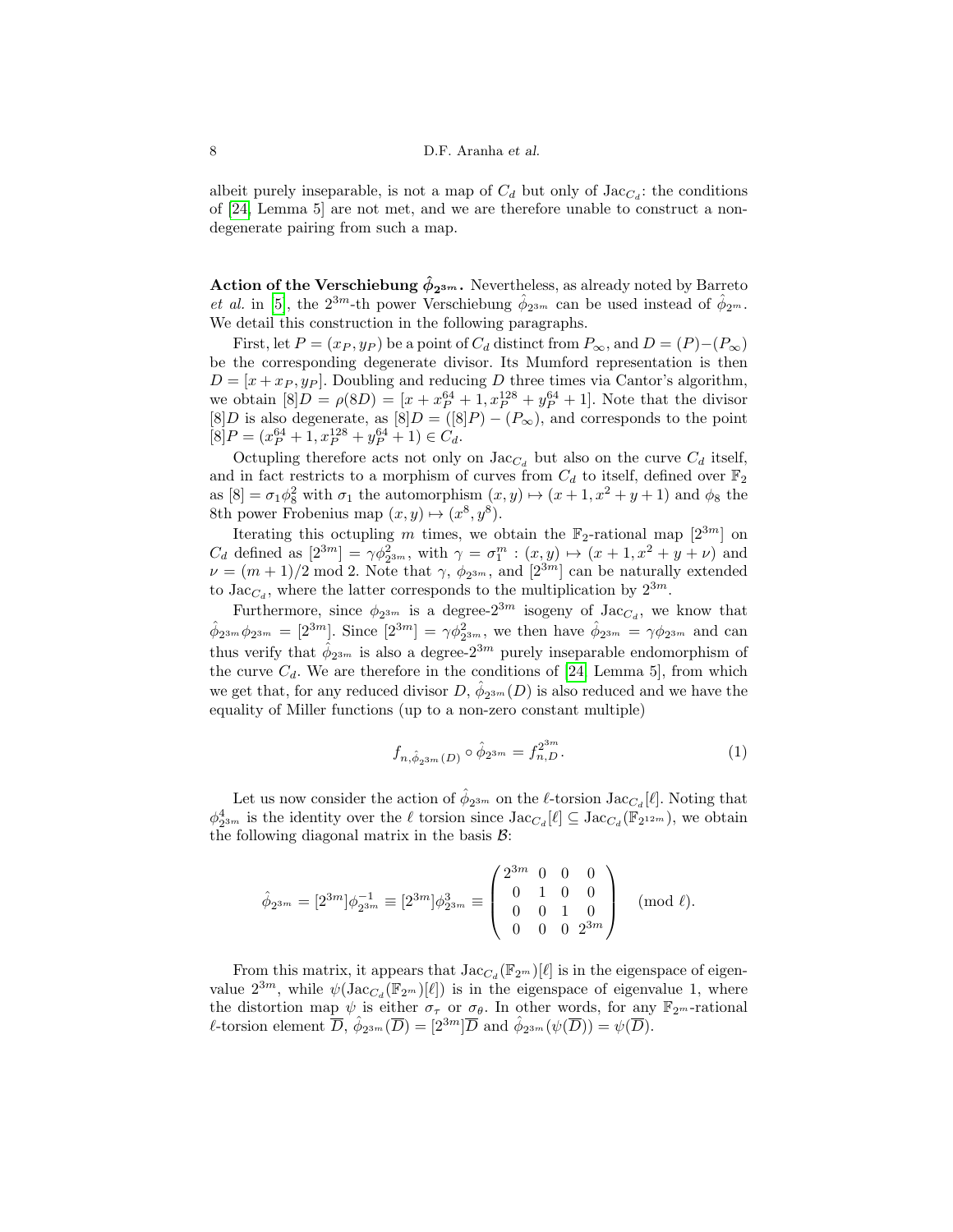albeit purely inseparable, is not a map of $C_d$ but only of $\mathrm{Jac}_{C_d}$: the conditions of [24, Lemma 5] are not met, and we are therefore unable to construct a non-degenerate pairing from such a map.

**Action of the Verschiebung $\hat{\phi}_{2^{3m}}$.** Nevertheless, as already noted by Barreto *et al.* in [5], the $2^{3m}$-th power Verschiebung $\hat{\phi}_{2^{3m}}$ can be used instead of $\hat{\phi}_{2^m}$. We detail this construction in the following paragraphs.

First, let $P = (x_P, y_P)$ be a point of $C_d$ distinct from $P_\infty$, and $D = (P) - (P_\infty)$ be the corresponding degenerate divisor. Its Mumford representation is then $D = [x + x_P, y_P]$. Doubling and reducing $D$ three times via Cantor's algorithm, we obtain $[8]D = \rho(8D) = [x + x_P^{64} + 1, x_P^{128} + y_P^{64} + 1]$. Note that the divisor $[8]D$ is also degenerate, as $[8]D = ([8]P) - (P_\infty)$, and corresponds to the point $[8]P = (x_P^{64} + 1, x_P^{128} + y_P^{64} + 1) \in C_d$.

Octupling therefore acts not only on $\mathrm{Jac}_{C_d}$ but also on the curve $C_d$ itself, and in fact restricts to a morphism of curves from $C_d$ to itself, defined over $\mathbb{F}_2$ as $[8] = \sigma_1 \phi_8^2$ with $\sigma_1$ the automorphism $(x, y) \mapsto (x + 1, x^2 + y + 1)$ and $\phi_8$ the 8th power Frobenius map $(x, y) \mapsto (x^8, y^8)$.

Iterating this octupling $m$ times, we obtain the $\mathbb{F}_2$-rational map $[2^{3m}]$ on $C_d$ defined as $[2^{3m}] = \gamma \phi_{2^{3m}}^2$, with $\gamma = \sigma_1^m : (x, y) \mapsto (x + 1, x^2 + y + \nu)$ and $\nu = (m + 1)/2 \bmod 2$. Note that $\gamma$, $\phi_{2^{3m}}$, and $[2^{3m}]$ can be naturally extended to $\mathrm{Jac}_{C_d}$, where the latter corresponds to the multiplication by $2^{3m}$.

Furthermore, since $\phi_{2^{3m}}$ is a degree-$2^{3m}$ isogeny of $\mathrm{Jac}_{C_d}$, we know that $\hat{\phi}_{2^{3m}} \phi_{2^{3m}} = [2^{3m}]$. Since $[2^{3m}] = \gamma \phi_{2^{3m}}^2$, we then have $\hat{\phi}_{2^{3m}} = \gamma \phi_{2^{3m}}$ and can thus verify that $\hat{\phi}_{2^{3m}}$ is also a degree-$2^{3m}$ purely inseparable endomorphism of the curve $C_d$. We are therefore in the conditions of [24, Lemma 5], from which we get that, for any reduced divisor $D$, $\hat{\phi}_{2^{3m}}(D)$ is also reduced and we have the equality of Miller functions (up to a non-zero constant multiple)

$$f_{n, \hat{\phi}_{2^{3m}}(D)} \circ \hat{\phi}_{2^{3m}} = f_{n,D}^{2^{3m}}. \tag{1}$$

Let us now consider the action of $\hat{\phi}_{2^{3m}}$ on the $\ell$-torsion $\mathrm{Jac}_{C_d}[\ell]$. Noting that $\phi_{2^{3m}}^4$ is the identity over the $\ell$ torsion since $\mathrm{Jac}_{C_d}[\ell] \subseteq \mathrm{Jac}_{C_d}(\mathbb{F}_{2^{12m}})$, we obtain the following diagonal matrix in the basis $\mathcal{B}$:

$$\hat{\phi}_{2^{3m}} = [2^{3m}] \phi_{2^{3m}}^{-1} \equiv [2^{3m}] \phi_{2^{3m}}^3 \equiv \begin{pmatrix} 2^{3m} & 0 & 0 & 0 \\ 0 & 1 & 0 & 0 \\ 0 & 0 & 1 & 0 \\ 0 & 0 & 0 & 2^{3m} \end{pmatrix} \pmod{\ell}.$$

From this matrix, it appears that $\mathrm{Jac}_{C_d}(\mathbb{F}_{2^m})[\ell]$ is in the eigenspace of eigenvalue $2^{3m}$, while $\psi(\mathrm{Jac}_{C_d}(\mathbb{F}_{2^m})[\ell])$ is in the eigenspace of eigenvalue 1, where the distortion map $\psi$ is either $\sigma_\tau$ or $\sigma_\theta$. In other words, for any $\mathbb{F}_{2^m}$-rational $\ell$-torsion element $\overline{D}$, $\hat{\phi}_{2^{3m}}(\overline{D}) = [2^{3m}]\overline{D}$ and $\hat{\phi}_{2^{3m}}(\psi(\overline{D})) = \psi(\overline{D})$.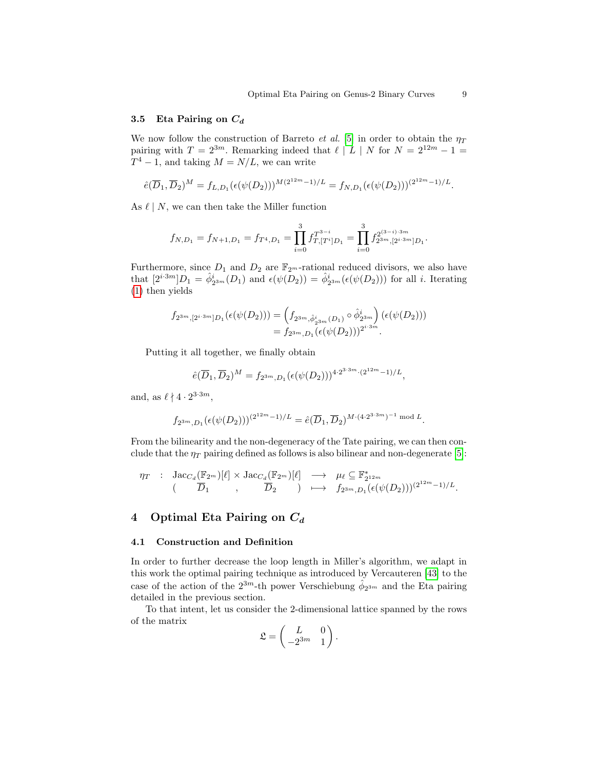### 3.5 Eta Pairing on $C_d$

We now follow the construction of Barreto *et al.* [5] in order to obtain the $\eta_T$ pairing with $T = 2^{3m}$. Remarking indeed that $\ell \mid L \mid N$ for $N = 2^{12m} - 1 = T^4 - 1$, and taking $M = N/L$, we can write

$$\hat{e}(\overline{D}_1, \overline{D}_2)^M = f_{L,D_1}(\epsilon(\psi(D_2)))^{M(2^{12m}-1)/L} = f_{N,D_1}(\epsilon(\psi(D_2)))^{(2^{12m}-1)/L}.$$

As $\ell \mid N$, we can then take the Miller function

$$f_{N,D_1} = f_{N+1,D_1} = f_{T^4,D_1} = \prod_{i=0}^{3} f_{T,[T^i]D_1}^{T^{3-i}} = \prod_{i=0}^{3} f_{2^{3m},[2^{i\cdot 3m}]D_1}^{2^{(3-i)\cdot 3m}}.$$

Furthermore, since $D_1$ and $D_2$ are $\mathbb{F}_{2^m}$-rational reduced divisors, we also have that $[2^{i\cdot 3m}]D_1 = \hat{\phi}_{2^{3m}}^i(D_1)$ and $\epsilon(\psi(D_2)) = \hat{\phi}_{2^{3m}}^i(\epsilon(\psi(D_2)))$ for all $i$. Iterating (1) then yields

$$\begin{aligned}
f_{2^{3m},[2^{i\cdot 3m}]D_1}(\epsilon(\psi(D_2))) &= \left(f_{2^{3m},\hat{\phi}_{2^{3m}}^i(D_1)} \circ \hat{\phi}_{2^{3m}}^i\right)(\epsilon(\psi(D_2))) \\
&= f_{2^{3m},D_1}(\epsilon(\psi(D_2)))^{2^{i\cdot 3m}}.
\end{aligned}$$

Putting it all together, we finally obtain

$$\hat{e}(\overline{D}_1, \overline{D}_2)^M = f_{2^{3m},D_1}(\epsilon(\psi(D_2)))^{4\cdot 2^{3\cdot 3m}\cdot(2^{12m}-1)/L},$$

and, as $\ell \nmid 4 \cdot 2^{3\cdot 3m}$,

$$f_{2^{3m},D_1}(\epsilon(\psi(D_2)))^{(2^{12m}-1)/L} = \hat{e}(\overline{D}_1, \overline{D}_2)^{M\cdot(4\cdot 2^{3\cdot 3m})^{-1} \bmod L}.$$

From the bilinearity and the non-degeneracy of the Tate pairing, we can then conclude that the $\eta_T$ pairing defined as follows is also bilinear and non-degenerate [5]:

$$\begin{array}{rccc}
\eta_T \ : & \mathrm{Jac}_{C_d}(\mathbb{F}_{2^m})[\ell] \times \mathrm{Jac}_{C_d}(\mathbb{F}_{2^m})[\ell] & \longrightarrow & \mu_\ell \subseteq \mathbb{F}_{2^{12m}}^* \\
& (\overline{D}_1, \overline{D}_2) & \longmapsto & f_{2^{3m},D_1}(\epsilon(\psi(D_2)))^{(2^{12m}-1)/L}.
\end{array}$$

## 4 Optimal Eta Pairing on $C_d$

### 4.1 Construction and Definition

In order to further decrease the loop length in Miller's algorithm, we adapt in this work the optimal pairing technique as introduced by Vercauteren [43] to the case of the action of the $2^{3m}$-th power Verschiebung $\hat{\phi}_{2^{3m}}$ and the Eta pairing detailed in the previous section.

To that intent, let us consider the 2-dimensional lattice spanned by the rows of the matrix

$$\mathfrak{L} = \begin{pmatrix} L & 0 \\ -2^{3m} & 1 \end{pmatrix}.$$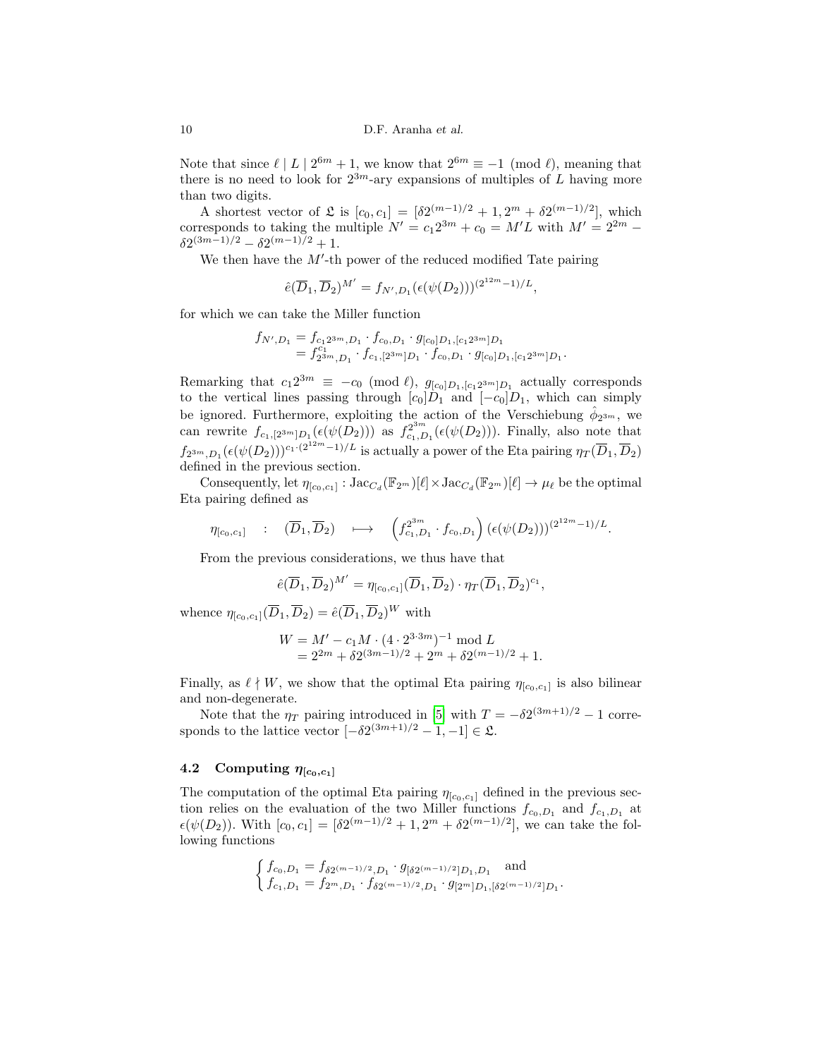Note that since $\ell \mid L \mid 2^{6m} + 1$, we know that $2^{6m} \equiv -1 \pmod{\ell}$, meaning that there is no need to look for $2^{3m}$-ary expansions of multiples of $L$ having more than two digits.

A shortest vector of $\mathfrak{L}$ is $[c_0, c_1] = [\delta 2^{(m-1)/2} + 1, 2^m + \delta 2^{(m-1)/2}]$, which corresponds to taking the multiple $N' = c_1 2^{3m} + c_0 = M'L$ with $M' = 2^{2m} - \delta 2^{(3m-1)/2} - \delta 2^{(m-1)/2} + 1$.

We then have the $M'$-th power of the reduced modified Tate pairing

$$\hat{e}(\overline{D}_1, \overline{D}_2)^{M'} = f_{N', D_1}(\epsilon(\psi(D_2)))^{(2^{12m}-1)/L},$$

for which we can take the Miller function

$$\begin{aligned} f_{N', D_1} &= f_{c_1 2^{3m}, D_1} \cdot f_{c_0, D_1} \cdot g_{[c_0]D_1, [c_1 2^{3m}]D_1} \\ &= f_{2^{3m}, D_1}^{c_1} \cdot f_{c_1, [2^{3m}]D_1} \cdot f_{c_0, D_1} \cdot g_{[c_0]D_1, [c_1 2^{3m}]D_1}. \end{aligned}$$

Remarking that $c_1 2^{3m} \equiv -c_0 \pmod{\ell}$, $g_{[c_0]D_1, [c_1 2^{3m}]D_1}$ actually corresponds to the vertical lines passing through $[c_0]D_1$ and $[-c_0]D_1$, which can simply be ignored. Furthermore, exploiting the action of the Verschiebung $\hat{\phi}_{2^{3m}}$, we can rewrite $f_{c_1, [2^{3m}]D_1}(\epsilon(\psi(D_2)))$ as $f_{c_1, D_1}^{2^{3m}}(\epsilon(\psi(D_2)))$. Finally, also note that $f_{2^{3m}, D_1}(\epsilon(\psi(D_2)))^{c_1 \cdot (2^{12m}-1)/L}$ is actually a power of the Eta pairing $\eta_T(\overline{D}_1, \overline{D}_2)$ defined in the previous section.

Consequently, let $\eta_{[c_0, c_1]} : \mathrm{Jac}_{C_d}(\mathbb{F}_{2^m})[\ell] \times \mathrm{Jac}_{C_d}(\mathbb{F}_{2^m})[\ell] \to \mu_\ell$ be the optimal Eta pairing defined as

$$\eta_{[c_0, c_1]} \quad : \quad (\overline{D}_1, \overline{D}_2) \quad \longmapsto \quad \left( f_{c_1, D_1}^{2^{3m}} \cdot f_{c_0, D_1} \right) (\epsilon(\psi(D_2)))^{(2^{12m}-1)/L}.$$

From the previous considerations, we thus have that

$$\hat{e}(\overline{D}_1, \overline{D}_2)^{M'} = \eta_{[c_0, c_1]}(\overline{D}_1, \overline{D}_2) \cdot \eta_T(\overline{D}_1, \overline{D}_2)^{c_1},$$

whence $\eta_{[c_0, c_1]}(\overline{D}_1, \overline{D}_2) = \hat{e}(\overline{D}_1, \overline{D}_2)^W$ with

$$\begin{aligned} W &= M' - c_1 M \cdot (4 \cdot 2^{3 \cdot 3m})^{-1} \bmod L \\ &= 2^{2m} + \delta 2^{(3m-1)/2} + 2^m + \delta 2^{(m-1)/2} + 1. \end{aligned}$$

Finally, as $\ell \nmid W$, we show that the optimal Eta pairing $\eta_{[c_0, c_1]}$ is also bilinear and non-degenerate.

Note that the $\eta_T$ pairing introduced in [5] with $T = -\delta 2^{(3m+1)/2} - 1$ corresponds to the lattice vector $[-\delta 2^{(3m+1)/2} - 1, -1] \in \mathfrak{L}$.

### 4.2 Computing $\eta_{[c_0, c_1]}$

The computation of the optimal Eta pairing $\eta_{[c_0, c_1]}$ defined in the previous section relies on the evaluation of the two Miller functions $f_{c_0, D_1}$ and $f_{c_1, D_1}$ at $\epsilon(\psi(D_2))$. With $[c_0, c_1] = [\delta 2^{(m-1)/2} + 1, 2^m + \delta 2^{(m-1)/2}]$, we can take the following functions

$$\begin{cases} f_{c_0, D_1} = f_{\delta 2^{(m-1)/2}, D_1} \cdot g_{[\delta 2^{(m-1)/2}]D_1, D_1} \quad \text{and} \\ f_{c_1, D_1} = f_{2^m, D_1} \cdot f_{\delta 2^{(m-1)/2}, D_1} \cdot g_{[2^m]D_1, [\delta 2^{(m-1)/2}]D_1}. \end{cases}$$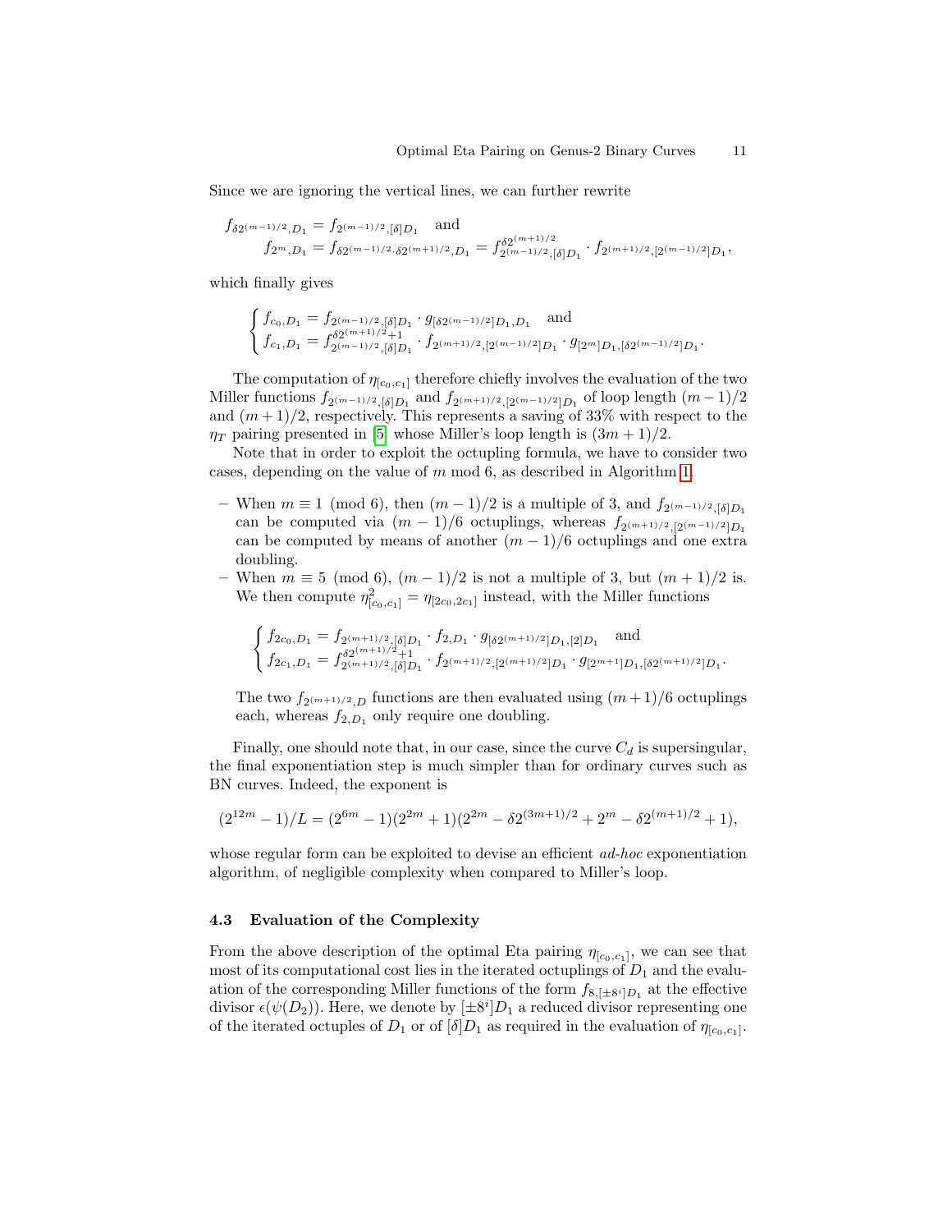Since we are ignoring the vertical lines, we can further rewrite

$$f_{\delta 2^{(m-1)/2},D_1} = f_{2^{(m-1)/2},[\delta]D_1} \quad \text{and}$$
$$f_{2^m,D_1} = f_{\delta 2^{(m-1)/2}\cdot\delta 2^{(m+1)/2},D_1} = f^{\delta 2^{(m+1)/2}}_{2^{(m-1)/2},[\delta]D_1} \cdot f_{2^{(m+1)/2},[2^{(m-1)/2}]D_1},$$

which finally gives

$$\begin{cases} f_{c_0,D_1} = f_{2^{(m-1)/2},[\delta]D_1} \cdot g_{[\delta 2^{(m-1)/2}]D_1,D_1} \quad \text{and} \\ f_{c_1,D_1} = f^{\delta 2^{(m+1)/2}+1}_{2^{(m-1)/2},[\delta]D_1} \cdot f_{2^{(m+1)/2},[2^{(m-1)/2}]D_1} \cdot g_{[2^m]D_1,[\delta 2^{(m-1)/2}]D_1}. \end{cases}$$

The computation of $\eta_{[c_0,c_1]}$ therefore chiefly involves the evaluation of the two Miller functions $f_{2^{(m-1)/2},[\delta]D_1}$ and $f_{2^{(m+1)/2},[2^{(m-1)/2}]D_1}$ of loop length $(m-1)/2$ and $(m+1)/2$, respectively. This represents a saving of 33% with respect to the $\eta_T$ pairing presented in [5] whose Miller's loop length is $(3m+1)/2$.

Note that in order to exploit the octupling formula, we have to consider two cases, depending on the value of $m$ mod 6, as described in Algorithm 1.

- When $m \equiv 1 \pmod 6$, then $(m-1)/2$ is a multiple of 3, and $f_{2^{(m-1)/2},[\delta]D_1}$ can be computed via $(m-1)/6$ octuplings, whereas $f_{2^{(m+1)/2},[2^{(m-1)/2}]D_1}$ can be computed by means of another $(m-1)/6$ octuplings and one extra doubling.
- When $m \equiv 5 \pmod 6$, $(m-1)/2$ is not a multiple of 3, but $(m+1)/2$ is. We then compute $\eta^2_{[c_0,c_1]} = \eta_{[2c_0,2c_1]}$ instead, with the Miller functions

  $$\begin{cases} f_{2c_0,D_1} = f_{2^{(m+1)/2},[\delta]D_1} \cdot f_{2,D_1} \cdot g_{[\delta 2^{(m+1)/2}]D_1,[2]D_1} \quad \text{and} \\ f_{2c_1,D_1} = f^{\delta 2^{(m+1)/2}+1}_{2^{(m+1)/2},[\delta]D_1} \cdot f_{2^{(m+1)/2},[2^{(m+1)/2}]D_1} \cdot g_{[2^{m+1}]D_1,[\delta 2^{(m+1)/2}]D_1}. \end{cases}$$

  The two $f_{2^{(m+1)/2},D}$ functions are then evaluated using $(m+1)/6$ octuplings each, whereas $f_{2,D_1}$ only require one doubling.

Finally, one should note that, in our case, since the curve $C_d$ is supersingular, the final exponentiation step is much simpler than for ordinary curves such as BN curves. Indeed, the exponent is

$$(2^{12m}-1)/L = (2^{6m}-1)(2^{2m}+1)(2^{2m} - \delta 2^{(3m+1)/2} + 2^m - \delta 2^{(m+1)/2} + 1),$$

whose regular form can be exploited to devise an efficient *ad-hoc* exponentiation algorithm, of negligible complexity when compared to Miller's loop.

### 4.3 Evaluation of the Complexity

From the above description of the optimal Eta pairing $\eta_{[c_0,c_1]}$, we can see that most of its computational cost lies in the iterated octuplings of $D_1$ and the evaluation of the corresponding Miller functions of the form $f_{8,[\pm 8^i]D_1}$ at the effective divisor $\epsilon(\psi(D_2))$. Here, we denote by $[\pm 8^i]D_1$ a reduced divisor representing one of the iterated octuples of $D_1$ or of $[\delta]D_1$ as required in the evaluation of $\eta_{[c_0,c_1]}$.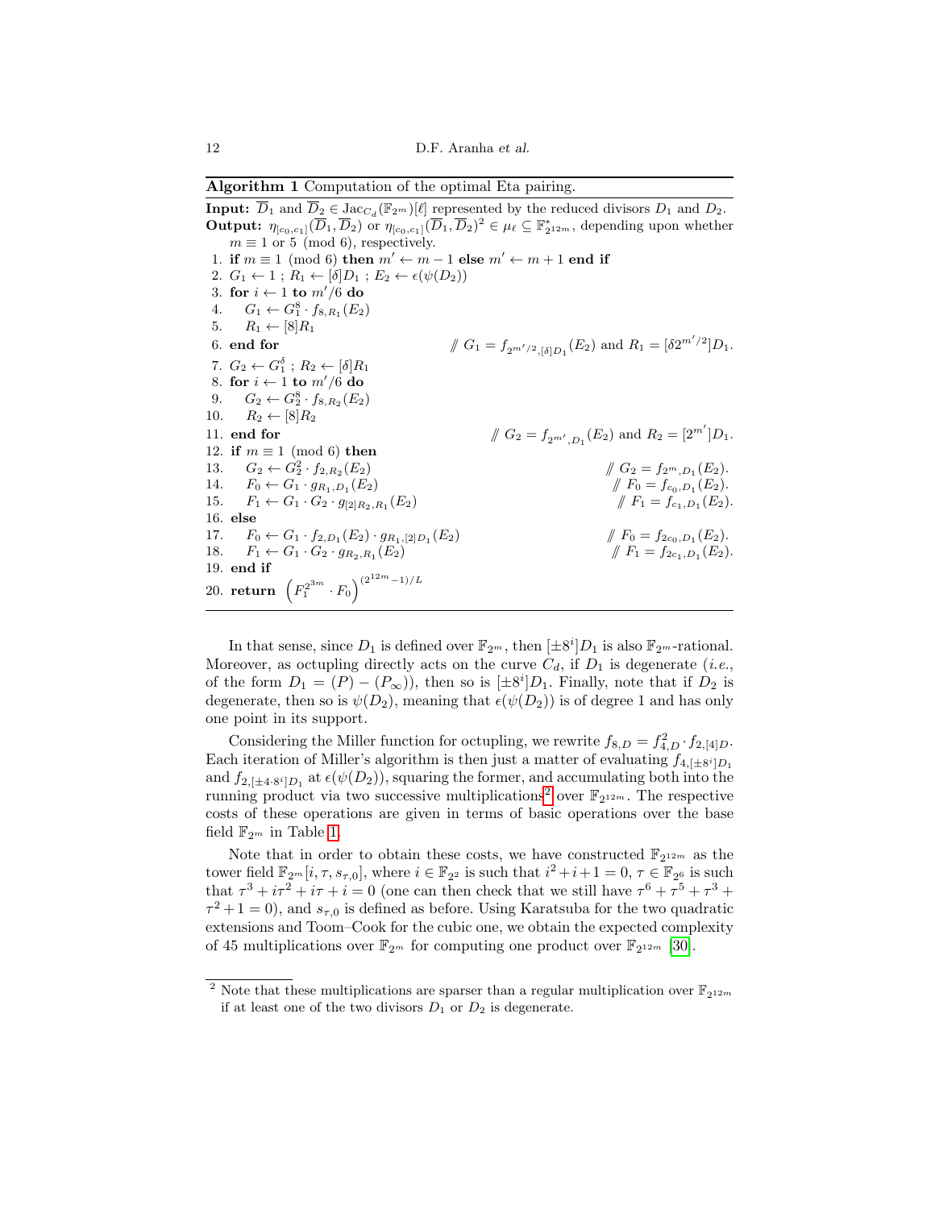**Algorithm 1** Computation of the optimal Eta pairing.

**Input:** $\overline{D}_1$ and $\overline{D}_2 \in \mathrm{Jac}_{C_d}(\mathbb{F}_{2^m})[\ell]$ represented by the reduced divisors $D_1$ and $D_2$.
**Output:** $\eta_{[c_0,c_1]}(\overline{D}_1, \overline{D}_2)$ or $\eta_{[c_0,c_1]}(\overline{D}_1, \overline{D}_2)^2 \in \mu_\ell \subseteq \mathbb{F}^*_{2^{12m}}$, depending upon whether $m \equiv 1$ or $5 \pmod 6$, respectively.

```
 1. if m ≡ 1 (mod 6) then m' ← m − 1 else m' ← m + 1 end if
 2. G_1 ← 1 ; R_1 ← [δ]D_1 ; E_2 ← ϵ(ψ(D_2))
 3. for i ← 1 to m'/6 do
 4.     G_1 ← G_1^8 · f_{8,R_1}(E_2)
 5.     R_1 ← [8]R_1
 6. end for                          // G_1 = f_{2^{m'/2},[δ]D_1}(E_2) and R_1 = [δ2^{m'/2}]D_1.
 7. G_2 ← G_1^δ ; R_2 ← [δ]R_1
 8. for i ← 1 to m'/6 do
 9.     G_2 ← G_2^8 · f_{8,R_2}(E_2)
10.     R_2 ← [8]R_2
11. end for                          // G_2 = f_{2^{m'},D_1}(E_2) and R_2 = [2^{m'}]D_1.
12. if m ≡ 1 (mod 6) then
13.     G_2 ← G_2^2 · f_{2,R_2}(E_2)                      // G_2 = f_{2^m,D_1}(E_2).
14.     F_0 ← G_1 · g_{R_1,D_1}(E_2)                      // F_0 = f_{c_0,D_1}(E_2).
15.     F_1 ← G_1 · G_2 · g_{[2]R_2,R_1}(E_2)             // F_1 = f_{c_1,D_1}(E_2).
16. else
17.     F_0 ← G_1 · f_{2,D_1}(E_2) · g_{R_1,[2]D_1}(E_2)  // F_0 = f_{2c_0,D_1}(E_2).
18.     F_1 ← G_1 · G_2 · g_{R_2,R_1}(E_2)                // F_1 = f_{2c_1,D_1}(E_2).
19. end if
20. return (F_1^{2^{3m}} · F_0)^{(2^{12m}−1)/L}
```

In that sense, since $D_1$ is defined over $\mathbb{F}_{2^m}$, then $[\pm 8^i]D_1$ is also $\mathbb{F}_{2^m}$-rational. Moreover, as octupling directly acts on the curve $C_d$, if $D_1$ is degenerate (*i.e.*, of the form $D_1 = (P) - (P_\infty)$), then so is $[\pm 8^i]D_1$. Finally, note that if $D_2$ is degenerate, then so is $\psi(D_2)$, meaning that $\epsilon(\psi(D_2))$ is of degree 1 and has only one point in its support.

Considering the Miller function for octupling, we rewrite $f_{8,D} = f_{4,D}^2 \cdot f_{2,[4]D}$. Each iteration of Miller's algorithm is then just a matter of evaluating $f_{4,[\pm 8^i]D_1}$ and $f_{2,[\pm 4 \cdot 8^i]D_1}$ at $\epsilon(\psi(D_2))$, squaring the former, and accumulating both into the running product via two successive multiplications[2] over $\mathbb{F}_{2^{12m}}$. The respective costs of these operations are given in terms of basic operations over the base field $\mathbb{F}_{2^m}$ in Table 1.

Note that in order to obtain these costs, we have constructed $\mathbb{F}_{2^{12m}}$ as the tower field $\mathbb{F}_{2^m}[i, \tau, s_{\tau,0}]$, where $i \in \mathbb{F}_{2^2}$ is such that $i^2+i+1 = 0$, $\tau \in \mathbb{F}_{2^6}$ is such that $\tau^3 + i\tau^2 + i\tau + i = 0$ (one can then check that we still have $\tau^6 + \tau^5 + \tau^3 + \tau^2 + 1 = 0$), and $s_{\tau,0}$ is defined as before. Using Karatsuba for the two quadratic extensions and Toom–Cook for the cubic one, we obtain the expected complexity of 45 multiplications over $\mathbb{F}_{2^m}$ for computing one product over $\mathbb{F}_{2^{12m}}$ [30].

[2] Note that these multiplications are sparser than a regular multiplication over $\mathbb{F}_{2^{12m}}$ if at least one of the two divisors $D_1$ or $D_2$ is degenerate.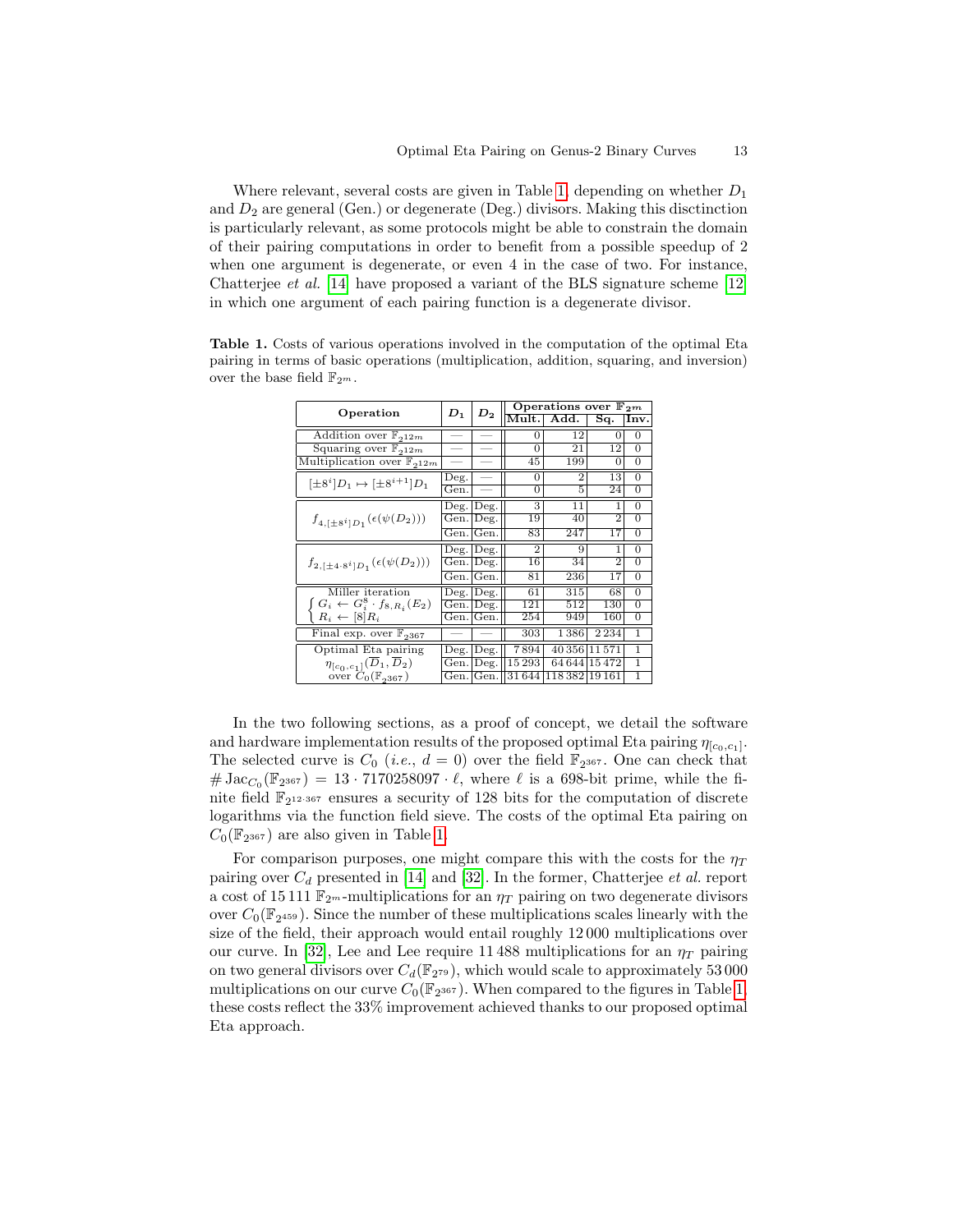Where relevant, several costs are given in Table 1, depending on whether $D_1$ and $D_2$ are general (Gen.) or degenerate (Deg.) divisors. Making this disctinction is particularly relevant, as some protocols might be able to constrain the domain of their pairing computations in order to benefit from a possible speedup of 2 when one argument is degenerate, or even 4 in the case of two. For instance, Chatterjee *et al.* [14] have proposed a variant of the BLS signature scheme [12] in which one argument of each pairing function is a degenerate divisor.

**Table 1.** Costs of various operations involved in the computation of the optimal Eta pairing in terms of basic operations (multiplication, addition, squaring, and inversion) over the base field $\mathbb{F}_{2^m}$.

| Operation | $D_1$ | $D_2$ | Operations over $\mathbb{F}_{2^m}$ | | | |
|---|---|---|---|---|---|---|
| | | | Mult. | Add. | Sq. | Inv. |
| Addition over $\mathbb{F}_{2^{12m}}$ | — | — | 0 | 12 | 0 | 0 |
| Squaring over $\mathbb{F}_{2^{12m}}$ | — | — | 0 | 21 | 12 | 0 |
| Multiplication over $\mathbb{F}_{2^{12m}}$ | — | — | 45 | 199 | 0 | 0 |
| $[\pm 8^i]D_1 \mapsto [\pm 8^{i+1}]D_1$ | Deg. | — | 0 | 2 | 13 | 0 |
| | Gen. | — | 0 | 5 | 24 | 0 |
| $f_{4,[\pm 8^i]D_1}(\epsilon(\psi(D_2)))$ | Deg. | Deg. | 3 | 11 | 1 | 0 |
| | Gen. | Deg. | 19 | 40 | 2 | 0 |
| | Gen. | Gen. | 83 | 247 | 17 | 0 |
| $f_{2,[\pm 4 \cdot 8^i]D_1}(\epsilon(\psi(D_2)))$ | Deg. | Deg. | 2 | 9 | 1 | 0 |
| | Gen. | Deg. | 16 | 34 | 2 | 0 |
| | Gen. | Gen. | 81 | 236 | 17 | 0 |
| Miller iteration $\begin{cases} G_i \leftarrow G_i^8 \cdot f_{8,R_i}(E_2) \\ R_i \leftarrow [8]R_i \end{cases}$ | Deg. | Deg. | 61 | 315 | 68 | 0 |
| | Gen. | Deg. | 121 | 512 | 130 | 0 |
| | Gen. | Gen. | 254 | 949 | 160 | 0 |
| Final exp. over $\mathbb{F}_{2^{367}}$ | — | — | 303 | 1 386 | 2 234 | 1 |
| Optimal Eta pairing $\eta_{[c_0,c_1]}(\overline{D}_1, \overline{D}_2)$ over $C_0(\mathbb{F}_{2^{367}})$ | Deg. | Deg. | 7 894 | 40 356 | 11 571 | 1 |
| | Gen. | Deg. | 15 293 | 64 644 | 15 472 | 1 |
| | Gen. | Gen. | 31 644 | 118 382 | 19 161 | 1 |

In the two following sections, as a proof of concept, we detail the software and hardware implementation results of the proposed optimal Eta pairing $\eta_{[c_0,c_1]}$. The selected curve is $C_0$ (*i.e.*, $d = 0$) over the field $\mathbb{F}_{2^{367}}$. One can check that $\#\,\mathrm{Jac}_{C_0}(\mathbb{F}_{2^{367}}) = 13 \cdot 7170258097 \cdot \ell$, where $\ell$ is a 698-bit prime, while the finite field $\mathbb{F}_{2^{12 \cdot 367}}$ ensures a security of 128 bits for the computation of discrete logarithms via the function field sieve. The costs of the optimal Eta pairing on $C_0(\mathbb{F}_{2^{367}})$ are also given in Table 1.

For comparison purposes, one might compare this with the costs for the $\eta_T$ pairing over $C_d$ presented in [14] and [32]. In the former, Chatterjee *et al.* report a cost of 15 111 $\mathbb{F}_{2^m}$-multiplications for an $\eta_T$ pairing on two degenerate divisors over $C_0(\mathbb{F}_{2^{459}})$. Since the number of these multiplications scales linearly with the size of the field, their approach would entail roughly 12 000 multiplications over our curve. In [32], Lee and Lee require 11 488 multiplications for an $\eta_T$ pairing on two general divisors over $C_d(\mathbb{F}_{2^{79}})$, which would scale to approximately 53 000 multiplications on our curve $C_0(\mathbb{F}_{2^{367}})$. When compared to the figures in Table 1, these costs reflect the 33% improvement achieved thanks to our proposed optimal Eta approach.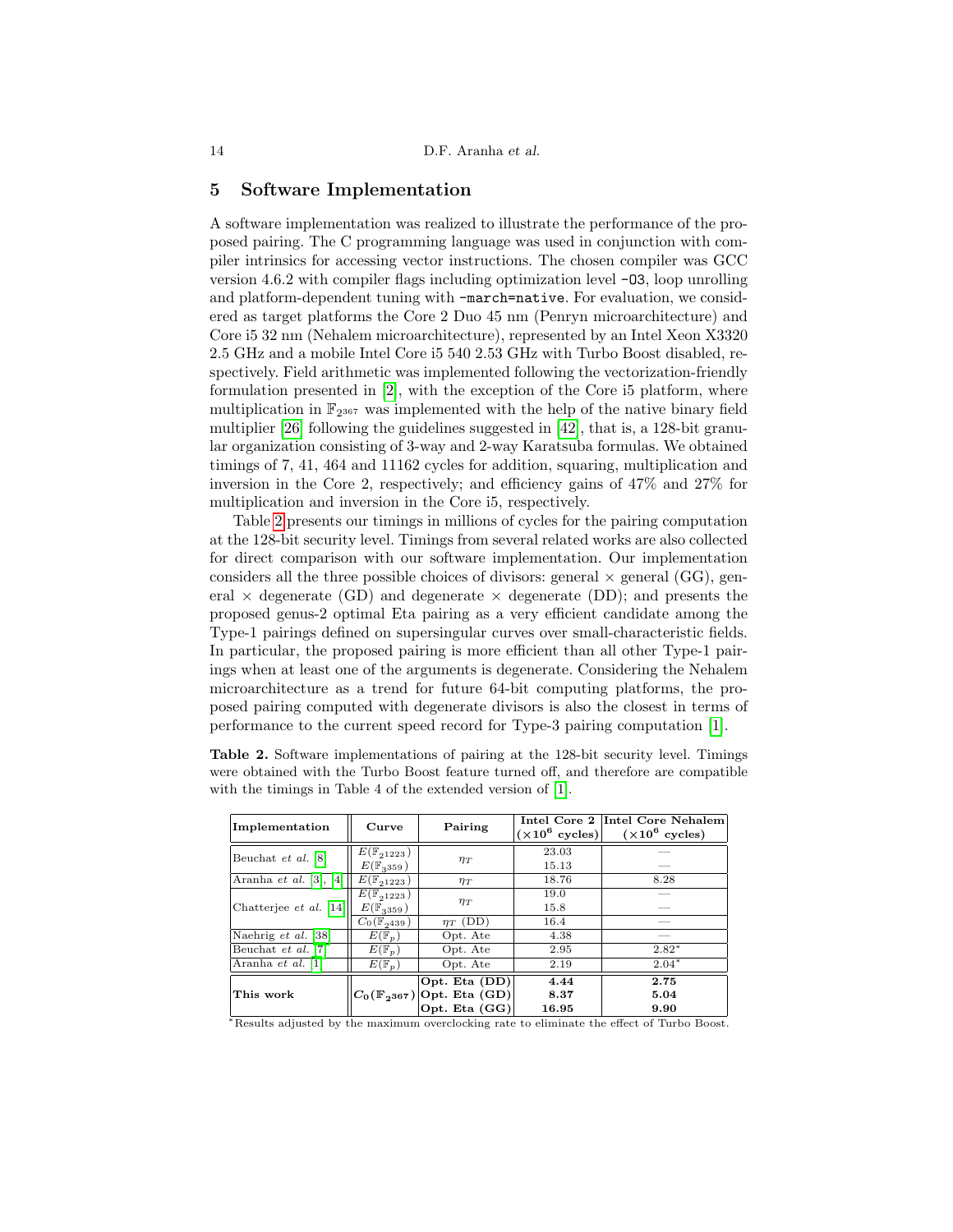## 5 Software Implementation

A software implementation was realized to illustrate the performance of the proposed pairing. The C programming language was used in conjunction with compiler intrinsics for accessing vector instructions. The chosen compiler was GCC version 4.6.2 with compiler flags including optimization level `-O3`, loop unrolling and platform-dependent tuning with `-march=native`. For evaluation, we considered as target platforms the Core 2 Duo 45 nm (Penryn microarchitecture) and Core i5 32 nm (Nehalem microarchitecture), represented by an Intel Xeon X3320 2.5 GHz and a mobile Intel Core i5 540 2.53 GHz with Turbo Boost disabled, respectively. Field arithmetic was implemented following the vectorization-friendly formulation presented in [2], with the exception of the Core i5 platform, where multiplication in $\mathbb{F}_{2^{367}}$ was implemented with the help of the native binary field multiplier [26] following the guidelines suggested in [42], that is, a 128-bit granular organization consisting of 3-way and 2-way Karatsuba formulas. We obtained timings of 7, 41, 464 and 11162 cycles for addition, squaring, multiplication and inversion in the Core 2, respectively; and efficiency gains of 47% and 27% for multiplication and inversion in the Core i5, respectively.

Table 2 presents our timings in millions of cycles for the pairing computation at the 128-bit security level. Timings from several related works are also collected for direct comparison with our software implementation. Our implementation considers all the three possible choices of divisors: general × general (GG), general × degenerate (GD) and degenerate × degenerate (DD); and presents the proposed genus-2 optimal Eta pairing as a very efficient candidate among the Type-1 pairings defined on supersingular curves over small-characteristic fields. In particular, the proposed pairing is more efficient than all other Type-1 pairings when at least one of the arguments is degenerate. Considering the Nehalem microarchitecture as a trend for future 64-bit computing platforms, the proposed pairing computed with degenerate divisors is also the closest in terms of performance to the current speed record for Type-3 pairing computation [1].

**Table 2.** Software implementations of pairing at the 128-bit security level. Timings were obtained with the Turbo Boost feature turned off, and therefore are compatible with the timings in Table 4 of the extended version of [1].

| Implementation | Curve | Pairing | Intel Core 2 ($\times 10^6$ cycles) | Intel Core Nehalem ($\times 10^6$ cycles) |
|---|---|---|---|---|
| Beuchat *et al.* [8] | $E(\mathbb{F}_{2^{1223}})$ | $\eta_T$ | 23.03 | — |
| | $E(\mathbb{F}_{3^{359}})$ | | 15.13 | — |
| Aranha *et al.* [3], [4] | $E(\mathbb{F}_{2^{1223}})$ | $\eta_T$ | 18.76 | 8.28 |
| Chatterjee *et al.* [14] | $E(\mathbb{F}_{2^{1223}})$ | $\eta_T$ | 19.0 | — |
| | $E(\mathbb{F}_{3^{359}})$ | | 15.8 | — |
| | $C_0(\mathbb{F}_{2^{439}})$ | $\eta_T$ (DD) | 16.4 | — |
| Naehrig *et al.* [38] | $E(\mathbb{F}_p)$ | Opt. Ate | 4.38 | — |
| Beuchat *et al.* [7] | $E(\mathbb{F}_p)$ | Opt. Ate | 2.95 | 2.82* |
| Aranha *et al.* [1] | $E(\mathbb{F}_p)$ | Opt. Ate | 2.19 | 2.04* |
| **This work** | $C_0(\mathbb{F}_{2^{367}})$ | **Opt. Eta (DD)** | **4.44** | **2.75** |
| | | **Opt. Eta (GD)** | **8.37** | **5.04** |
| | | **Opt. Eta (GG)** | **16.95** | **9.90** |

*Results adjusted by the maximum overclocking rate to eliminate the effect of Turbo Boost.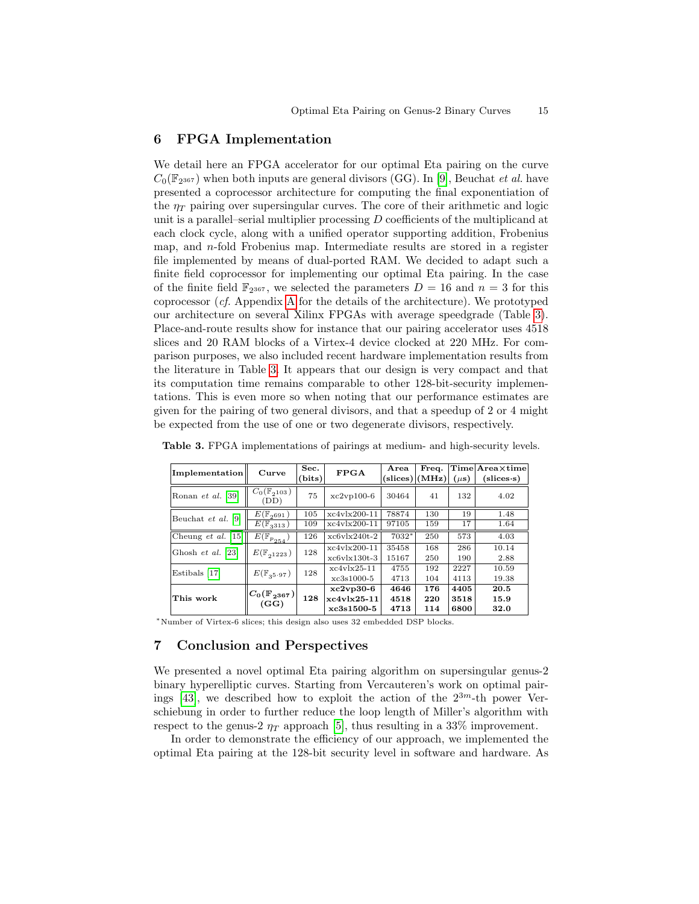## 6 FPGA Implementation

We detail here an FPGA accelerator for our optimal Eta pairing on the curve $C_0(\mathbb{F}_{2^{367}})$ when both inputs are general divisors (GG). In [9], Beuchat *et al.* have presented a coprocessor architecture for computing the final exponentiation of the $\eta_T$ pairing over supersingular curves. The core of their arithmetic and logic unit is a parallel–serial multiplier processing $D$ coefficients of the multiplicand at each clock cycle, along with a unified operator supporting addition, Frobenius map, and $n$-fold Frobenius map. Intermediate results are stored in a register file implemented by means of dual-ported RAM. We decided to adapt such a finite field coprocessor for implementing our optimal Eta pairing. In the case of the finite field $\mathbb{F}_{2^{367}}$, we selected the parameters $D = 16$ and $n = 3$ for this coprocessor (*cf.* Appendix A for the details of the architecture). We prototyped our architecture on several Xilinx FPGAs with average speedgrade (Table 3). Place-and-route results show for instance that our pairing accelerator uses 4518 slices and 20 RAM blocks of a Virtex-4 device clocked at 220 MHz. For comparison purposes, we also included recent hardware implementation results from the literature in Table 3. It appears that our design is very compact and that its computation time remains comparable to other 128-bit-security implementations. This is even more so when noting that our performance estimates are given for the pairing of two general divisors, and that a speedup of 2 or 4 might be expected from the use of one or two degenerate divisors, respectively.

**Table 3.** FPGA implementations of pairings at medium- and high-security levels.

| Implementation | Curve | Sec. (bits) | FPGA | Area (slices) | Freq. (MHz) | Time ($\mu$s) | Area×time (slices·s) |
|---|---|---|---|---|---|---|---|
| Ronan *et al.* [39] | $C_0(\mathbb{F}_{2^{103}})$ (DD) | 75 | xc2vp100-6 | 30464 | 41 | 132 | 4.02 |
| Beuchat *et al.* [9] | $E(\mathbb{F}_{2^{691}})$ | 105 | xc4vlx200-11 | 78874 | 130 | 19 | 1.48 |
| | $E(\mathbb{F}_{3^{313}})$ | 109 | xc4vlx200-11 | 97105 | 159 | 17 | 1.64 |
| Cheung *et al.* [15] | $E(\mathbb{F}_{p_{254}})$ | 126 | xc6vlx240t-2 | 7032* | 250 | 573 | 4.03 |
| Ghosh *et al.* [23] | $E(\mathbb{F}_{2^{1223}})$ | 128 | xc4vlx200-11 | 35458 | 168 | 286 | 10.14 |
| | | | xc6vlx130t-3 | 15167 | 250 | 190 | 2.88 |
| Estibals [17] | $E(\mathbb{F}_{3^{5\cdot 97}})$ | 128 | xc4vlx25-11 | 4755 | 192 | 2227 | 10.59 |
| | | | xc3s1000-5 | 4713 | 104 | 4113 | 19.38 |
| **This work** | $\mathbf{C_0(\mathbb{F}_{2^{367}})}$ **(GG)** | **128** | **xc2vp30-6** | **4646** | **176** | **4405** | **20.5** |
| | | | **xc4vlx25-11** | **4518** | **220** | **3518** | **15.9** |
| | | | **xc3s1500-5** | **4713** | **114** | **6800** | **32.0** |

*Number of Virtex-6 slices; this design also uses 32 embedded DSP blocks.

## 7 Conclusion and Perspectives

We presented a novel optimal Eta pairing algorithm on supersingular genus-2 binary hyperelliptic curves. Starting from Vercauteren's work on optimal pairings [43], we described how to exploit the action of the $2^{3m}$-th power Verschiebung in order to further reduce the loop length of Miller's algorithm with respect to the genus-2 $\eta_T$ approach [5], thus resulting in a 33% improvement.

In order to demonstrate the efficiency of our approach, we implemented the optimal Eta pairing at the 128-bit security level in software and hardware. As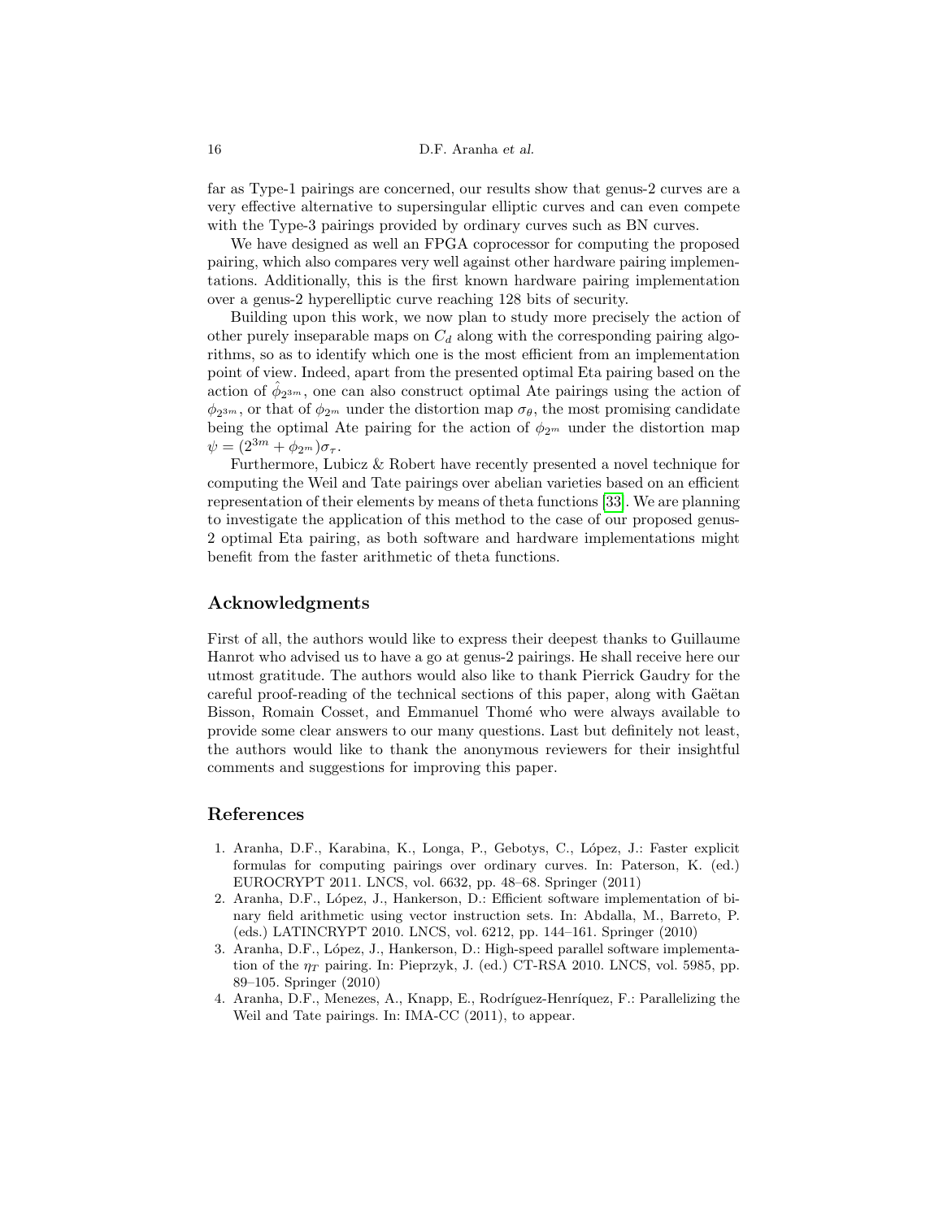far as Type-1 pairings are concerned, our results show that genus-2 curves are a very effective alternative to supersingular elliptic curves and can even compete with the Type-3 pairings provided by ordinary curves such as BN curves.

We have designed as well an FPGA coprocessor for computing the proposed pairing, which also compares very well against other hardware pairing implementations. Additionally, this is the first known hardware pairing implementation over a genus-2 hyperelliptic curve reaching 128 bits of security.

Building upon this work, we now plan to study more precisely the action of other purely inseparable maps on $C_d$ along with the corresponding pairing algorithms, so as to identify which one is the most efficient from an implementation point of view. Indeed, apart from the presented optimal Eta pairing based on the action of $\hat{\phi}_{2^{3m}}$, one can also construct optimal Ate pairings using the action of $\phi_{2^{3m}}$, or that of $\phi_{2^m}$ under the distortion map $\sigma_\theta$, the most promising candidate being the optimal Ate pairing for the action of $\phi_{2^m}$ under the distortion map $\psi = (2^{3m} + \phi_{2^m})\sigma_\tau$.

Furthermore, Lubicz & Robert have recently presented a novel technique for computing the Weil and Tate pairings over abelian varieties based on an efficient representation of their elements by means of theta functions [33]. We are planning to investigate the application of this method to the case of our proposed genus-2 optimal Eta pairing, as both software and hardware implementations might benefit from the faster arithmetic of theta functions.

## Acknowledgments

First of all, the authors would like to express their deepest thanks to Guillaume Hanrot who advised us to have a go at genus-2 pairings. He shall receive here our utmost gratitude. The authors would also like to thank Pierrick Gaudry for the careful proof-reading of the technical sections of this paper, along with Gaëtan Bisson, Romain Cosset, and Emmanuel Thomé who were always available to provide some clear answers to our many questions. Last but definitely not least, the authors would like to thank the anonymous reviewers for their insightful comments and suggestions for improving this paper.

## References

1. Aranha, D.F., Karabina, K., Longa, P., Gebotys, C., López, J.: Faster explicit formulas for computing pairings over ordinary curves. In: Paterson, K. (ed.) EUROCRYPT 2011. LNCS, vol. 6632, pp. 48–68. Springer (2011)
2. Aranha, D.F., López, J., Hankerson, D.: Efficient software implementation of binary field arithmetic using vector instruction sets. In: Abdalla, M., Barreto, P. (eds.) LATINCRYPT 2010. LNCS, vol. 6212, pp. 144–161. Springer (2010)
3. Aranha, D.F., López, J., Hankerson, D.: High-speed parallel software implementation of the $\eta_T$ pairing. In: Pieprzyk, J. (ed.) CT-RSA 2010. LNCS, vol. 5985, pp. 89–105. Springer (2010)
4. Aranha, D.F., Menezes, A., Knapp, E., Rodríguez-Henríquez, F.: Parallelizing the Weil and Tate pairings. In: IMA-CC (2011), to appear.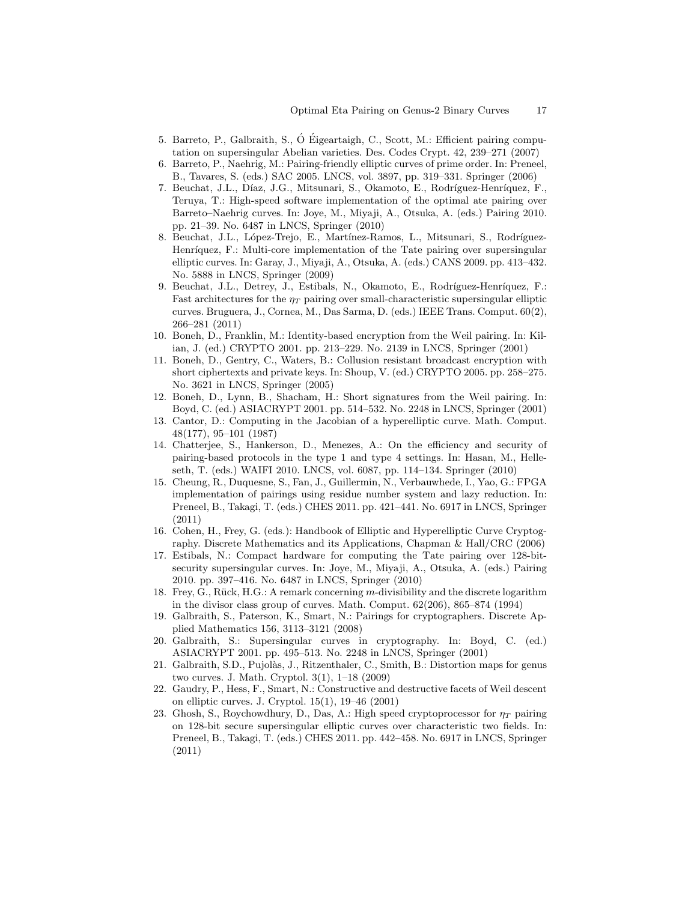5. Barreto, P., Galbraith, S., Ó Éigeartaigh, C., Scott, M.: Efficient pairing computation on supersingular Abelian varieties. Des. Codes Crypt. 42, 239–271 (2007)
6. Barreto, P., Naehrig, M.: Pairing-friendly elliptic curves of prime order. In: Preneel, B., Tavares, S. (eds.) SAC 2005. LNCS, vol. 3897, pp. 319–331. Springer (2006)
7. Beuchat, J.L., Díaz, J.G., Mitsunari, S., Okamoto, E., Rodríguez-Henríquez, F., Teruya, T.: High-speed software implementation of the optimal ate pairing over Barreto–Naehrig curves. In: Joye, M., Miyaji, A., Otsuka, A. (eds.) Pairing 2010. pp. 21–39. No. 6487 in LNCS, Springer (2010)
8. Beuchat, J.L., López-Trejo, E., Martínez-Ramos, L., Mitsunari, S., Rodríguez-Henríquez, F.: Multi-core implementation of the Tate pairing over supersingular elliptic curves. In: Garay, J., Miyaji, A., Otsuka, A. (eds.) CANS 2009. pp. 413–432. No. 5888 in LNCS, Springer (2009)
9. Beuchat, J.L., Detrey, J., Estibals, N., Okamoto, E., Rodríguez-Henríquez, F.: Fast architectures for the $\eta_T$ pairing over small-characteristic supersingular elliptic curves. Bruguera, J., Cornea, M., Das Sarma, D. (eds.) IEEE Trans. Comput. 60(2), 266–281 (2011)
10. Boneh, D., Franklin, M.: Identity-based encryption from the Weil pairing. In: Kilian, J. (ed.) CRYPTO 2001. pp. 213–229. No. 2139 in LNCS, Springer (2001)
11. Boneh, D., Gentry, C., Waters, B.: Collusion resistant broadcast encryption with short ciphertexts and private keys. In: Shoup, V. (ed.) CRYPTO 2005. pp. 258–275. No. 3621 in LNCS, Springer (2005)
12. Boneh, D., Lynn, B., Shacham, H.: Short signatures from the Weil pairing. In: Boyd, C. (ed.) ASIACRYPT 2001. pp. 514–532. No. 2248 in LNCS, Springer (2001)
13. Cantor, D.: Computing in the Jacobian of a hyperelliptic curve. Math. Comput. 48(177), 95–101 (1987)
14. Chatterjee, S., Hankerson, D., Menezes, A.: On the efficiency and security of pairing-based protocols in the type 1 and type 4 settings. In: Hasan, M., Helleseth, T. (eds.) WAIFI 2010. LNCS, vol. 6087, pp. 114–134. Springer (2010)
15. Cheung, R., Duquesne, S., Fan, J., Guillermin, N., Verbauwhede, I., Yao, G.: FPGA implementation of pairings using residue number system and lazy reduction. In: Preneel, B., Takagi, T. (eds.) CHES 2011. pp. 421–441. No. 6917 in LNCS, Springer (2011)
16. Cohen, H., Frey, G. (eds.): Handbook of Elliptic and Hyperelliptic Curve Cryptography. Discrete Mathematics and its Applications, Chapman & Hall/CRC (2006)
17. Estibals, N.: Compact hardware for computing the Tate pairing over 128-bit-security supersingular curves. In: Joye, M., Miyaji, A., Otsuka, A. (eds.) Pairing 2010. pp. 397–416. No. 6487 in LNCS, Springer (2010)
18. Frey, G., Rück, H.G.: A remark concerning $m$-divisibility and the discrete logarithm in the divisor class group of curves. Math. Comput. 62(206), 865–874 (1994)
19. Galbraith, S., Paterson, K., Smart, N.: Pairings for cryptographers. Discrete Applied Mathematics 156, 3113–3121 (2008)
20. Galbraith, S.: Supersingular curves in cryptography. In: Boyd, C. (ed.) ASIACRYPT 2001. pp. 495–513. No. 2248 in LNCS, Springer (2001)
21. Galbraith, S.D., Pujolàs, J., Ritzenthaler, C., Smith, B.: Distortion maps for genus two curves. J. Math. Cryptol. 3(1), 1–18 (2009)
22. Gaudry, P., Hess, F., Smart, N.: Constructive and destructive facets of Weil descent on elliptic curves. J. Cryptol. 15(1), 19–46 (2001)
23. Ghosh, S., Roychowdhury, D., Das, A.: High speed cryptoprocessor for $\eta_T$ pairing on 128-bit secure supersingular elliptic curves over characteristic two fields. In: Preneel, B., Takagi, T. (eds.) CHES 2011. pp. 442–458. No. 6917 in LNCS, Springer (2011)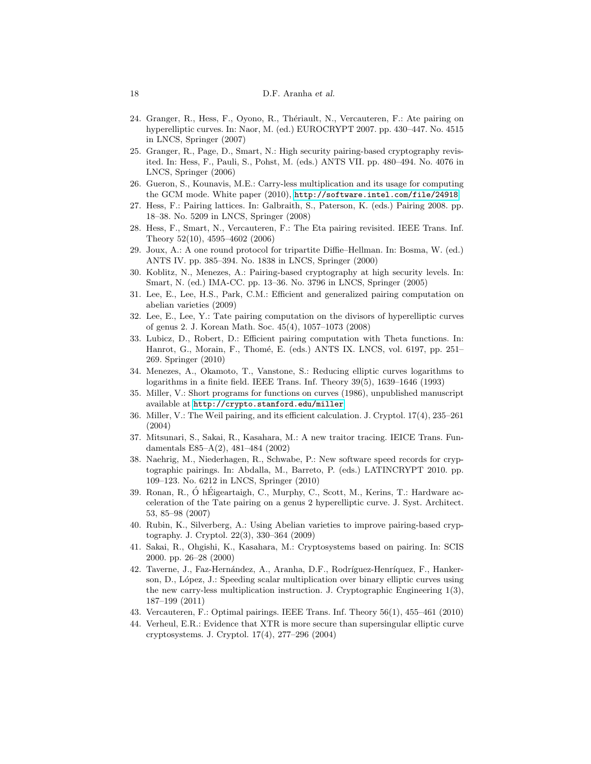24. Granger, R., Hess, F., Oyono, R., Thériault, N., Vercauteren, F.: Ate pairing on hyperelliptic curves. In: Naor, M. (ed.) EUROCRYPT 2007. pp. 430–447. No. 4515 in LNCS, Springer (2007)
25. Granger, R., Page, D., Smart, N.: High security pairing-based cryptography revisited. In: Hess, F., Pauli, S., Pohst, M. (eds.) ANTS VII. pp. 480–494. No. 4076 in LNCS, Springer (2006)
26. Gueron, S., Kounavis, M.E.: Carry-less multiplication and its usage for computing the GCM mode. White paper (2010), `http://software.intel.com/file/24918`
27. Hess, F.: Pairing lattices. In: Galbraith, S., Paterson, K. (eds.) Pairing 2008. pp. 18–38. No. 5209 in LNCS, Springer (2008)
28. Hess, F., Smart, N., Vercauteren, F.: The Eta pairing revisited. IEEE Trans. Inf. Theory 52(10), 4595–4602 (2006)
29. Joux, A.: A one round protocol for tripartite Diffie–Hellman. In: Bosma, W. (ed.) ANTS IV. pp. 385–394. No. 1838 in LNCS, Springer (2000)
30. Koblitz, N., Menezes, A.: Pairing-based cryptography at high security levels. In: Smart, N. (ed.) IMA-CC. pp. 13–36. No. 3796 in LNCS, Springer (2005)
31. Lee, E., Lee, H.S., Park, C.M.: Efficient and generalized pairing computation on abelian varieties (2009)
32. Lee, E., Lee, Y.: Tate pairing computation on the divisors of hyperelliptic curves of genus 2. J. Korean Math. Soc. 45(4), 1057–1073 (2008)
33. Lubicz, D., Robert, D.: Efficient pairing computation with Theta functions. In: Hanrot, G., Morain, F., Thomé, E. (eds.) ANTS IX. LNCS, vol. 6197, pp. 251–269. Springer (2010)
34. Menezes, A., Okamoto, T., Vanstone, S.: Reducing elliptic curves logarithms to logarithms in a finite field. IEEE Trans. Inf. Theory 39(5), 1639–1646 (1993)
35. Miller, V.: Short programs for functions on curves (1986), unpublished manuscript available at `http://crypto.stanford.edu/miller`
36. Miller, V.: The Weil pairing, and its efficient calculation. J. Cryptol. 17(4), 235–261 (2004)
37. Mitsunari, S., Sakai, R., Kasahara, M.: A new traitor tracing. IEICE Trans. Fundamentals E85–A(2), 481–484 (2002)
38. Naehrig, M., Niederhagen, R., Schwabe, P.: New software speed records for cryptographic pairings. In: Abdalla, M., Barreto, P. (eds.) LATINCRYPT 2010. pp. 109–123. No. 6212 in LNCS, Springer (2010)
39. Ronan, R., Ó hÉigeartaigh, C., Murphy, C., Scott, M., Kerins, T.: Hardware acceleration of the Tate pairing on a genus 2 hyperelliptic curve. J. Syst. Architect. 53, 85–98 (2007)
40. Rubin, K., Silverberg, A.: Using Abelian varieties to improve pairing-based cryptography. J. Cryptol. 22(3), 330–364 (2009)
41. Sakai, R., Ohgishi, K., Kasahara, M.: Cryptosystems based on pairing. In: SCIS 2000. pp. 26–28 (2000)
42. Taverne, J., Faz-Hernández, A., Aranha, D.F., Rodríguez-Henríquez, F., Hankerson, D., López, J.: Speeding scalar multiplication over binary elliptic curves using the new carry-less multiplication instruction. J. Cryptographic Engineering 1(3), 187–199 (2011)
43. Vercauteren, F.: Optimal pairings. IEEE Trans. Inf. Theory 56(1), 455–461 (2010)
44. Verheul, E.R.: Evidence that XTR is more secure than supersingular elliptic curve cryptosystems. J. Cryptol. 17(4), 277–296 (2004)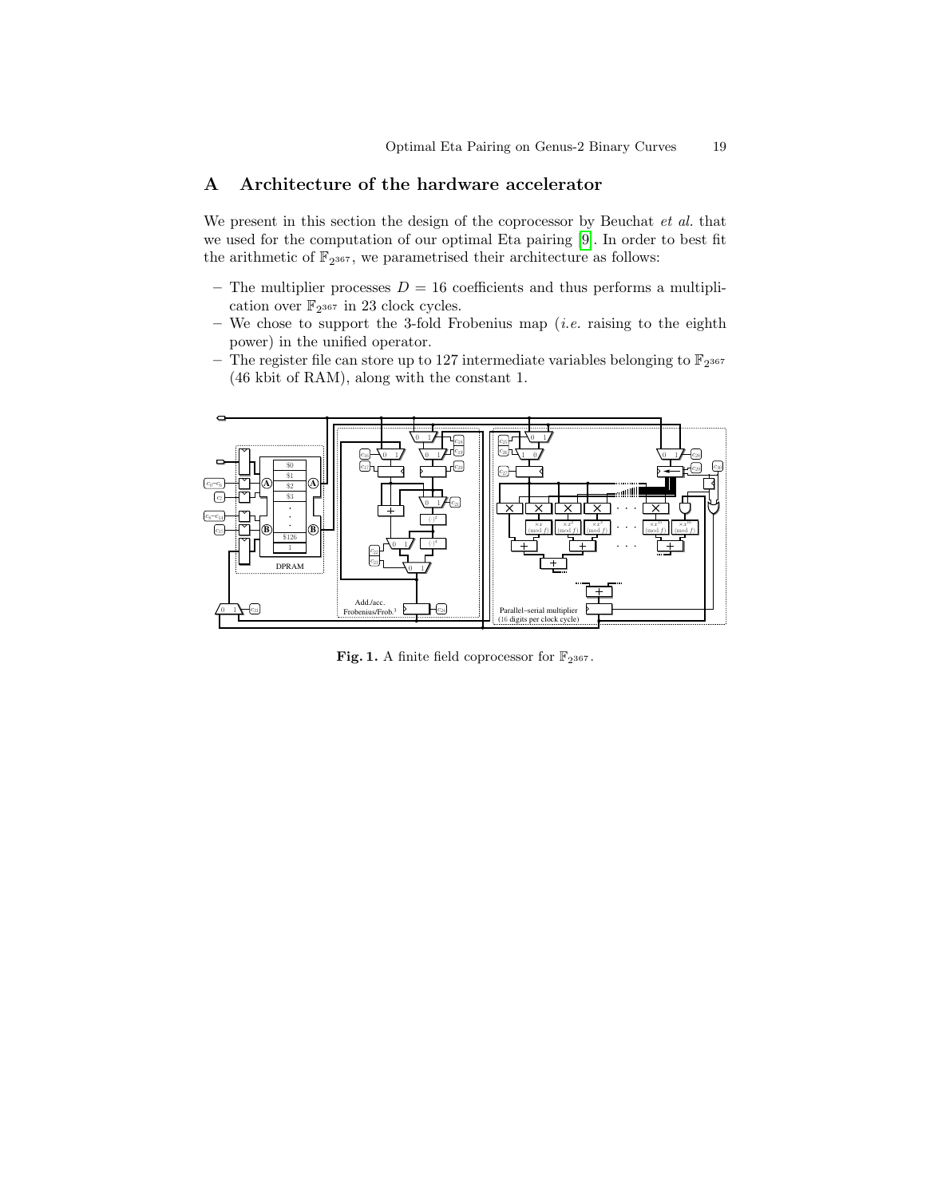## A Architecture of the hardware accelerator

We present in this section the design of the coprocessor by Beuchat *et al.* that we used for the computation of our optimal Eta pairing [9]. In order to best fit the arithmetic of $\mathbb{F}_{2^{367}}$, we parametrised their architecture as follows:

- The multiplier processes $D = 16$ coefficients and thus performs a multiplication over $\mathbb{F}_{2^{367}}$ in 23 clock cycles.
- We chose to support the 3-fold Frobenius map (*i.e.* raising to the eighth power) in the unified operator.
- The register file can store up to 127 intermediate variables belonging to $\mathbb{F}_{2^{367}}$ (46 kbit of RAM), along with the constant 1.

**Fig. 1.** A finite field coprocessor for $\mathbb{F}_{2^{367}}$.